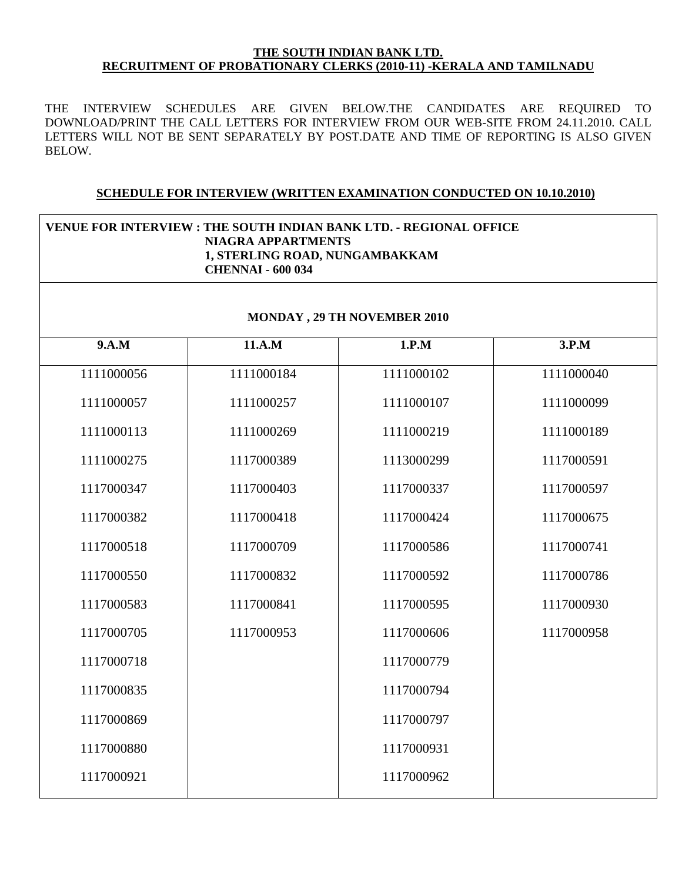**THE SOUTH INDIAN BANK LTD.**
**RECRUITMENT OF PROBATIONARY CLERKS (2010-11) -KERALA AND TAMILNADU**

THE INTERVIEW SCHEDULES ARE GIVEN BELOW.THE CANDIDATES ARE REQUIRED TO DOWNLOAD/PRINT THE CALL LETTERS FOR INTERVIEW FROM OUR WEB-SITE FROM 24.11.2010. CALL LETTERS WILL NOT BE SENT SEPARATELY BY POST.DATE AND TIME OF REPORTING IS ALSO GIVEN BELOW.

**SCHEDULE FOR INTERVIEW (WRITTEN EXAMINATION CONDUCTED ON 10.10.2010)**

**VENUE FOR INTERVIEW : THE SOUTH INDIAN BANK LTD. - REGIONAL OFFICE**
**NIAGRA APPARTMENTS**
**1, STERLING ROAD, NUNGAMBAKKAM**
**CHENNAI - 600 034**

**MONDAY , 29 TH NOVEMBER 2010**

| 9.A.M | 11.A.M | 1.P.M | 3.P.M |
|---|---|---|---|
| 1111000056 | 1111000184 | 1111000102 | 1111000040 |
| 1111000057 | 1111000257 | 1111000107 | 1111000099 |
| 1111000113 | 1111000269 | 1111000219 | 1111000189 |
| 1111000275 | 1117000389 | 1113000299 | 1117000591 |
| 1117000347 | 1117000403 | 1117000337 | 1117000597 |
| 1117000382 | 1117000418 | 1117000424 | 1117000675 |
| 1117000518 | 1117000709 | 1117000586 | 1117000741 |
| 1117000550 | 1117000832 | 1117000592 | 1117000786 |
| 1117000583 | 1117000841 | 1117000595 | 1117000930 |
| 1117000705 | 1117000953 | 1117000606 | 1117000958 |
| 1117000718 | | 1117000779 | |
| 1117000835 | | 1117000794 | |
| 1117000869 | | 1117000797 | |
| 1117000880 | | 1117000931 | |
| 1117000921 | | 1117000962 | |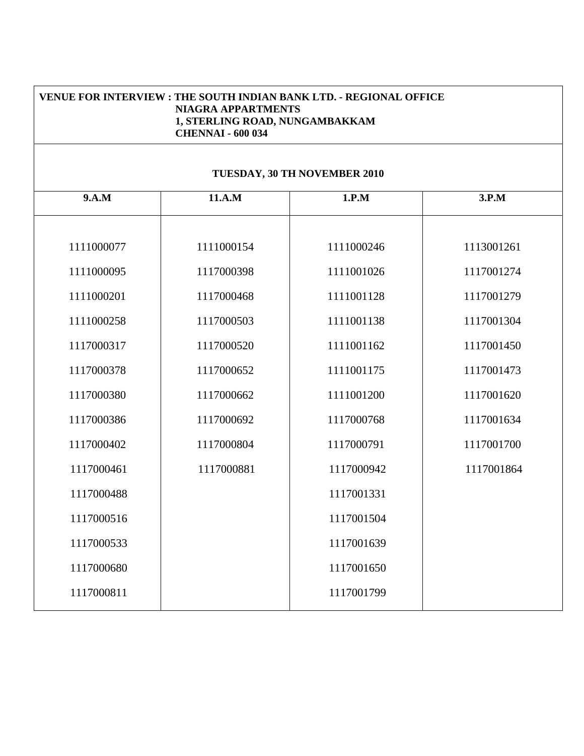**VENUE FOR INTERVIEW : THE SOUTH INDIAN BANK LTD. - REGIONAL OFFICE**
**NIAGRA APPARTMENTS**
**1, STERLING ROAD, NUNGAMBAKKAM**
**CHENNAI - 600 034**

**TUESDAY, 30 TH NOVEMBER 2010**

| 9.A.M | 11.A.M | 1.P.M | 3.P.M |
|---|---|---|---|
| 1111000077 | 1111000154 | 1111000246 | 1113001261 |
| 1111000095 | 1117000398 | 1111001026 | 1117001274 |
| 1111000201 | 1117000468 | 1111001128 | 1117001279 |
| 1111000258 | 1117000503 | 1111001138 | 1117001304 |
| 1117000317 | 1117000520 | 1111001162 | 1117001450 |
| 1117000378 | 1117000652 | 1111001175 | 1117001473 |
| 1117000380 | 1117000662 | 1111001200 | 1117001620 |
| 1117000386 | 1117000692 | 1117000768 | 1117001634 |
| 1117000402 | 1117000804 | 1117000791 | 1117001700 |
| 1117000461 | 1117000881 | 1117000942 | 1117001864 |
| 1117000488 | | 1117001331 | |
| 1117000516 | | 1117001504 | |
| 1117000533 | | 1117001639 | |
| 1117000680 | | 1117001650 | |
| 1117000811 | | 1117001799 | |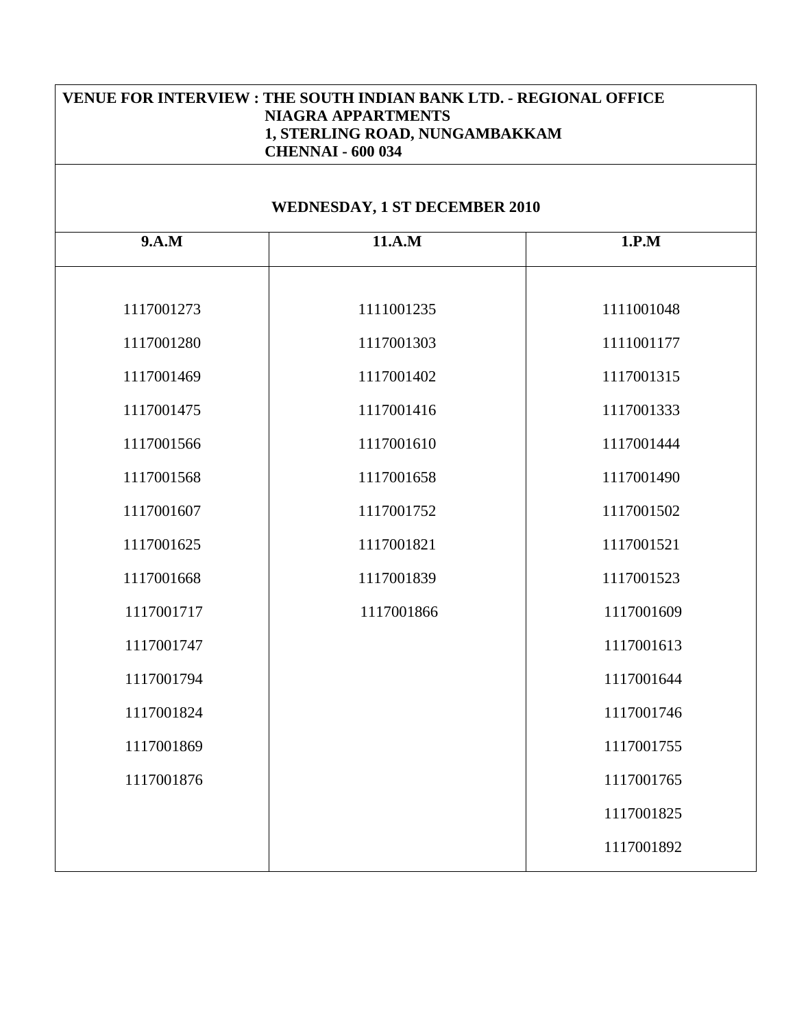**VENUE FOR INTERVIEW : THE SOUTH INDIAN BANK LTD. - REGIONAL OFFICE**
**NIAGRA APPARTMENTS**
**1, STERLING ROAD, NUNGAMBAKKAM**
**CHENNAI - 600 034**

**WEDNESDAY, 1 ST DECEMBER 2010**

| 9.A.M | 11.A.M | 1.P.M |
|---|---|---|
| 1117001273 | 1111001235 | 1111001048 |
| 1117001280 | 1117001303 | 1111001177 |
| 1117001469 | 1117001402 | 1117001315 |
| 1117001475 | 1117001416 | 1117001333 |
| 1117001566 | 1117001610 | 1117001444 |
| 1117001568 | 1117001658 | 1117001490 |
| 1117001607 | 1117001752 | 1117001502 |
| 1117001625 | 1117001821 | 1117001521 |
| 1117001668 | 1117001839 | 1117001523 |
| 1117001717 | 1117001866 | 1117001609 |
| 1117001747 | | 1117001613 |
| 1117001794 | | 1117001644 |
| 1117001824 | | 1117001746 |
| 1117001869 | | 1117001755 |
| 1117001876 | | 1117001765 |
| | | 1117001825 |
| | | 1117001892 |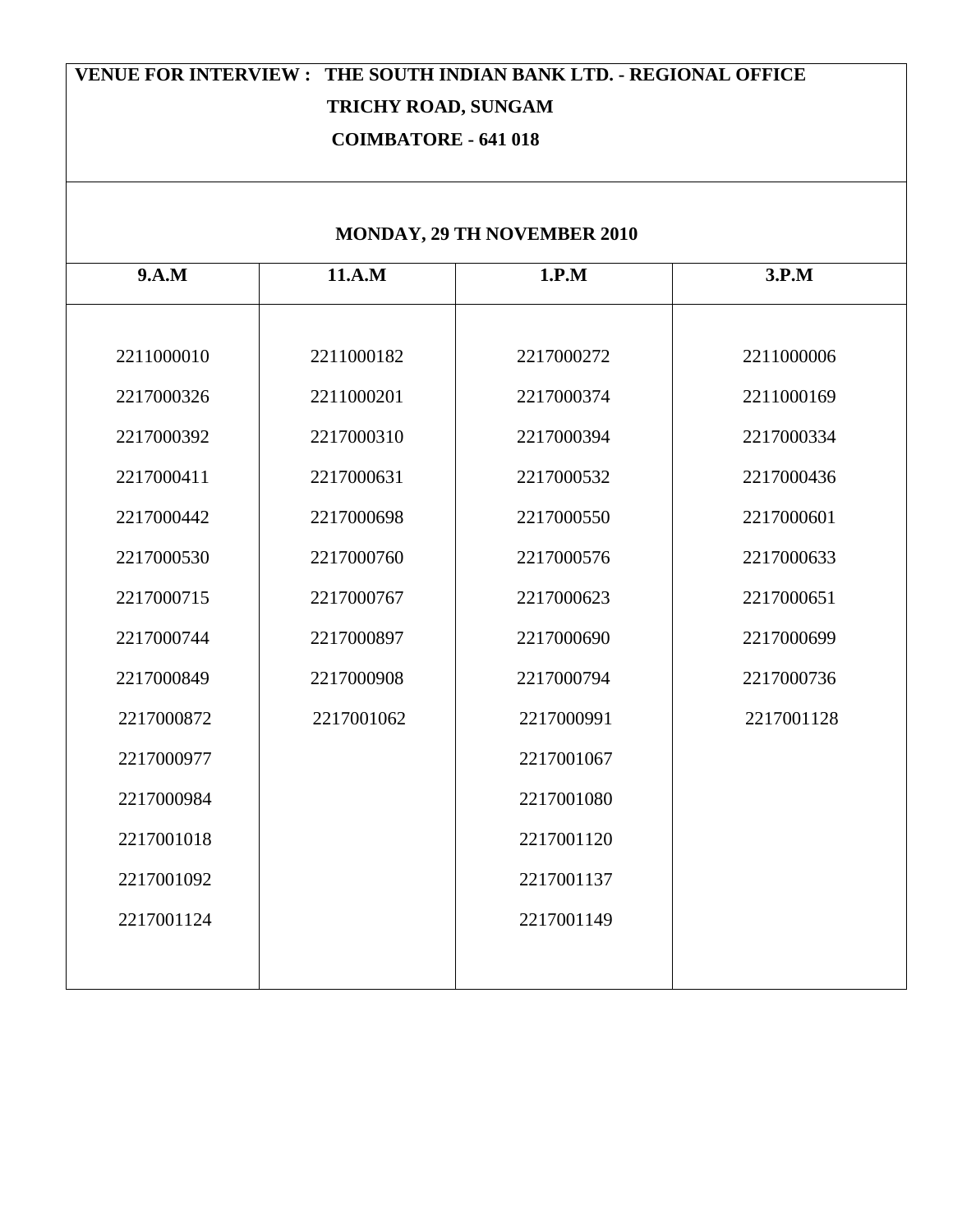**VENUE FOR INTERVIEW : THE SOUTH INDIAN BANK LTD. - REGIONAL OFFICE**
**TRICHY ROAD, SUNGAM**
**COIMBATORE - 641 018**

**MONDAY, 29 TH NOVEMBER 2010**

| 9.A.M | 11.A.M | 1.P.M | 3.P.M |
| --- | --- | --- | --- |
| 2211000010 | 2211000182 | 2217000272 | 2211000006 |
| 2217000326 | 2211000201 | 2217000374 | 2211000169 |
| 2217000392 | 2217000310 | 2217000394 | 2217000334 |
| 2217000411 | 2217000631 | 2217000532 | 2217000436 |
| 2217000442 | 2217000698 | 2217000550 | 2217000601 |
| 2217000530 | 2217000760 | 2217000576 | 2217000633 |
| 2217000715 | 2217000767 | 2217000623 | 2217000651 |
| 2217000744 | 2217000897 | 2217000690 | 2217000699 |
| 2217000849 | 2217000908 | 2217000794 | 2217000736 |
| 2217000872 | 2217001062 | 2217000991 | 2217001128 |
| 2217000977 | | 2217001067 | |
| 2217000984 | | 2217001080 | |
| 2217001018 | | 2217001120 | |
| 2217001092 | | 2217001137 | |
| 2217001124 | | 2217001149 | |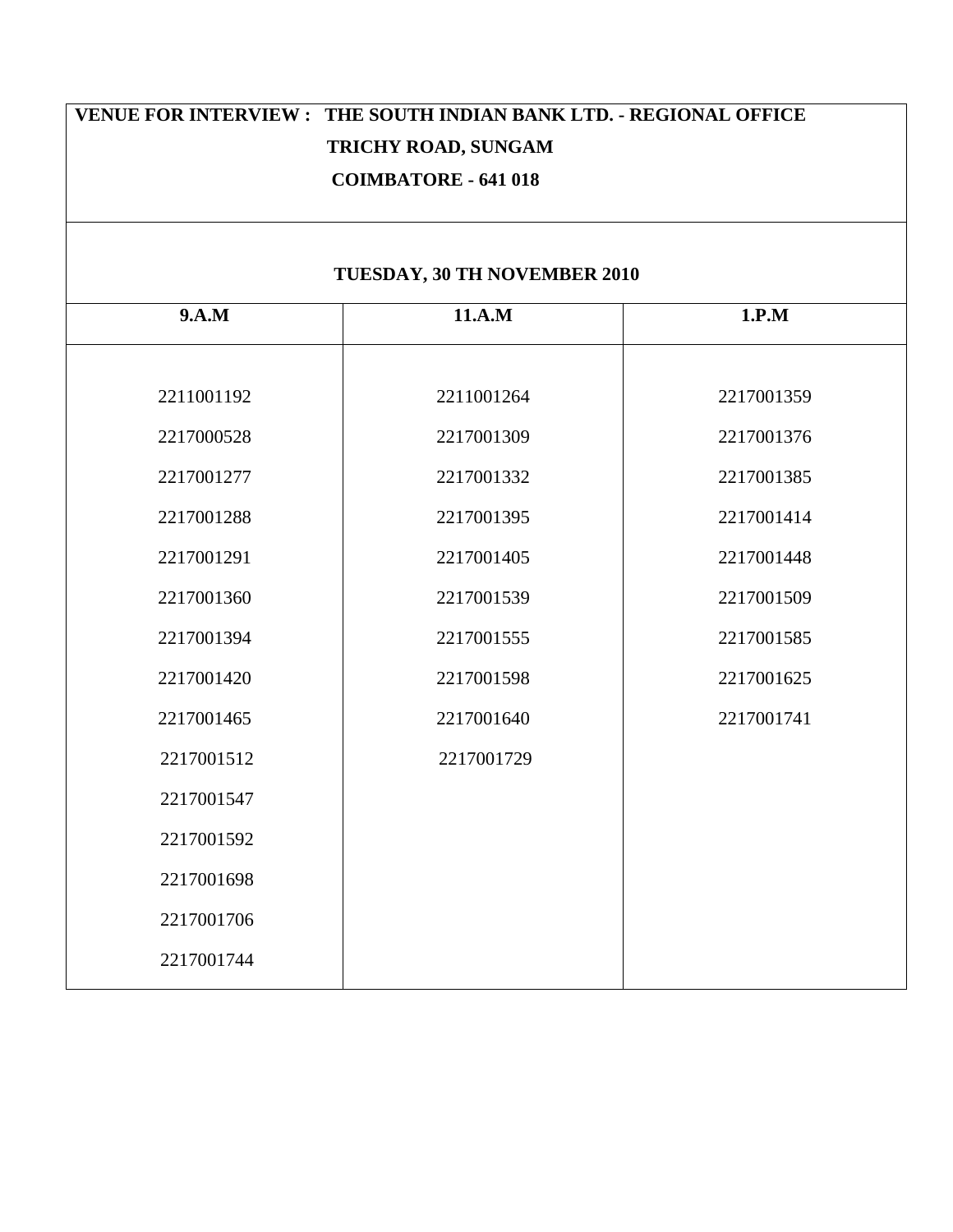**VENUE FOR INTERVIEW : THE SOUTH INDIAN BANK LTD. - REGIONAL OFFICE**
**TRICHY ROAD, SUNGAM**
**COIMBATORE - 641 018**

**TUESDAY, 30 TH NOVEMBER 2010**

| 9.A.M | 11.A.M | 1.P.M |
|---|---|---|
| 2211001192 | 2211001264 | 2217001359 |
| 2217000528 | 2217001309 | 2217001376 |
| 2217001277 | 2217001332 | 2217001385 |
| 2217001288 | 2217001395 | 2217001414 |
| 2217001291 | 2217001405 | 2217001448 |
| 2217001360 | 2217001539 | 2217001509 |
| 2217001394 | 2217001555 | 2217001585 |
| 2217001420 | 2217001598 | 2217001625 |
| 2217001465 | 2217001640 | 2217001741 |
| 2217001512 | 2217001729 | |
| 2217001547 | | |
| 2217001592 | | |
| 2217001698 | | |
| 2217001706 | | |
| 2217001744 | | |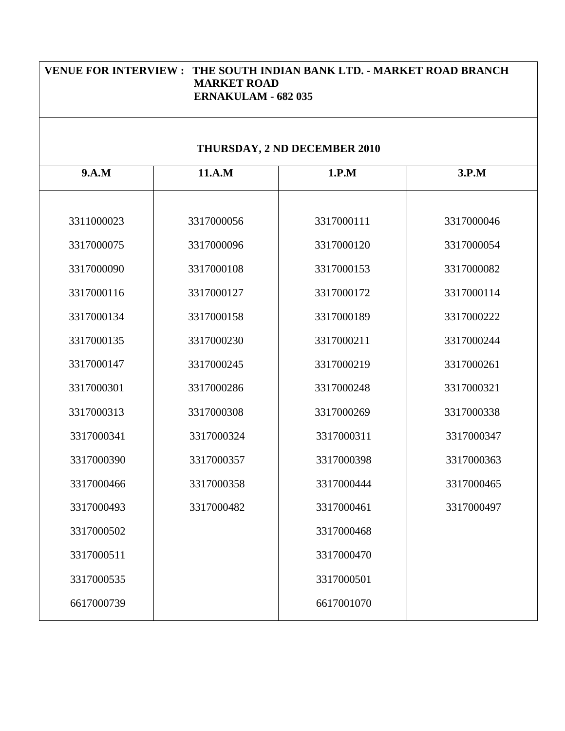**VENUE FOR INTERVIEW : THE SOUTH INDIAN BANK LTD. - MARKET ROAD BRANCH**
**MARKET ROAD**
**ERNAKULAM - 682 035**

**THURSDAY, 2 ND DECEMBER 2010**

| 9.A.M | 11.A.M | 1.P.M | 3.P.M |
|---|---|---|---|
| 3311000023 | 3317000056 | 3317000111 | 3317000046 |
| 3317000075 | 3317000096 | 3317000120 | 3317000054 |
| 3317000090 | 3317000108 | 3317000153 | 3317000082 |
| 3317000116 | 3317000127 | 3317000172 | 3317000114 |
| 3317000134 | 3317000158 | 3317000189 | 3317000222 |
| 3317000135 | 3317000230 | 3317000211 | 3317000244 |
| 3317000147 | 3317000245 | 3317000219 | 3317000261 |
| 3317000301 | 3317000286 | 3317000248 | 3317000321 |
| 3317000313 | 3317000308 | 3317000269 | 3317000338 |
| 3317000341 | 3317000324 | 3317000311 | 3317000347 |
| 3317000390 | 3317000357 | 3317000398 | 3317000363 |
| 3317000466 | 3317000358 | 3317000444 | 3317000465 |
| 3317000493 | 3317000482 | 3317000461 | 3317000497 |
| 3317000502 | | 3317000468 | |
| 3317000511 | | 3317000470 | |
| 3317000535 | | 3317000501 | |
| 6617000739 | | 6617001070 | |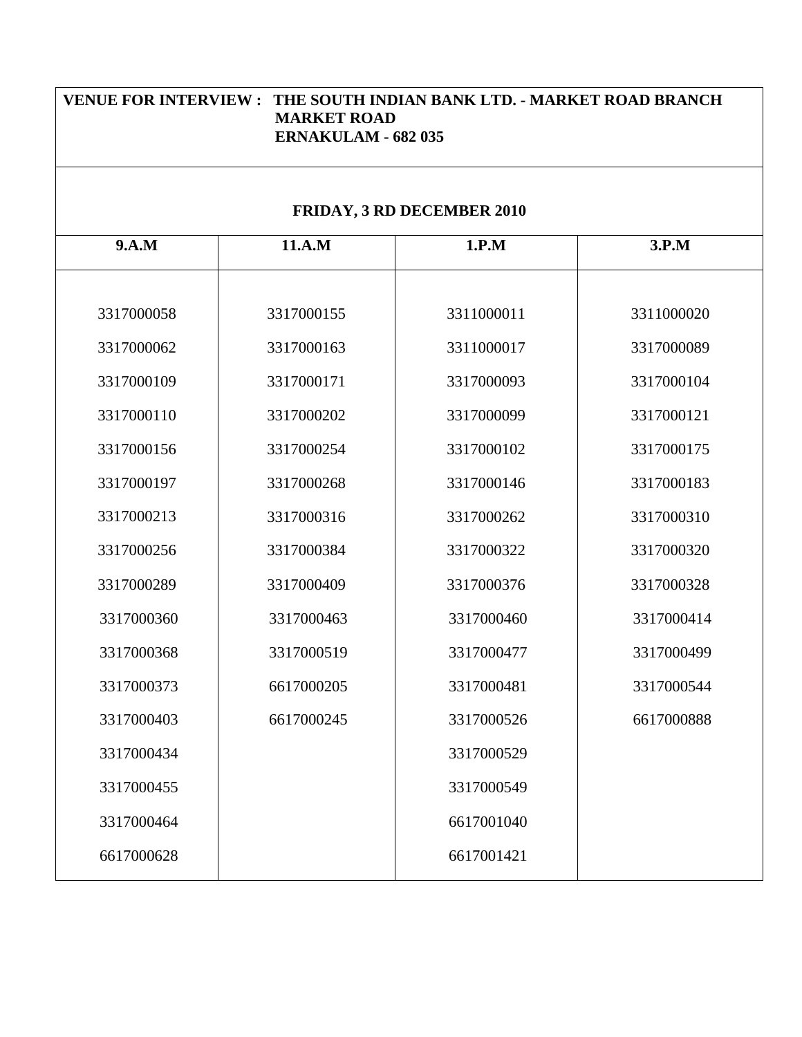**VENUE FOR INTERVIEW : THE SOUTH INDIAN BANK LTD. - MARKET ROAD BRANCH
MARKET ROAD
ERNAKULAM - 682 035**

**FRIDAY, 3 RD DECEMBER 2010**

| 9.A.M | 11.A.M | 1.P.M | 3.P.M |
|---|---|---|---|
| 3317000058 | 3317000155 | 3311000011 | 3311000020 |
| 3317000062 | 3317000163 | 3311000017 | 3317000089 |
| 3317000109 | 3317000171 | 3317000093 | 3317000104 |
| 3317000110 | 3317000202 | 3317000099 | 3317000121 |
| 3317000156 | 3317000254 | 3317000102 | 3317000175 |
| 3317000197 | 3317000268 | 3317000146 | 3317000183 |
| 3317000213 | 3317000316 | 3317000262 | 3317000310 |
| 3317000256 | 3317000384 | 3317000322 | 3317000320 |
| 3317000289 | 3317000409 | 3317000376 | 3317000328 |
| 3317000360 | 3317000463 | 3317000460 | 3317000414 |
| 3317000368 | 3317000519 | 3317000477 | 3317000499 |
| 3317000373 | 6617000205 | 3317000481 | 3317000544 |
| 3317000403 | 6617000245 | 3317000526 | 6617000888 |
| 3317000434 | | 3317000529 | |
| 3317000455 | | 3317000549 | |
| 3317000464 | | 6617001040 | |
| 6617000628 | | 6617001421 | |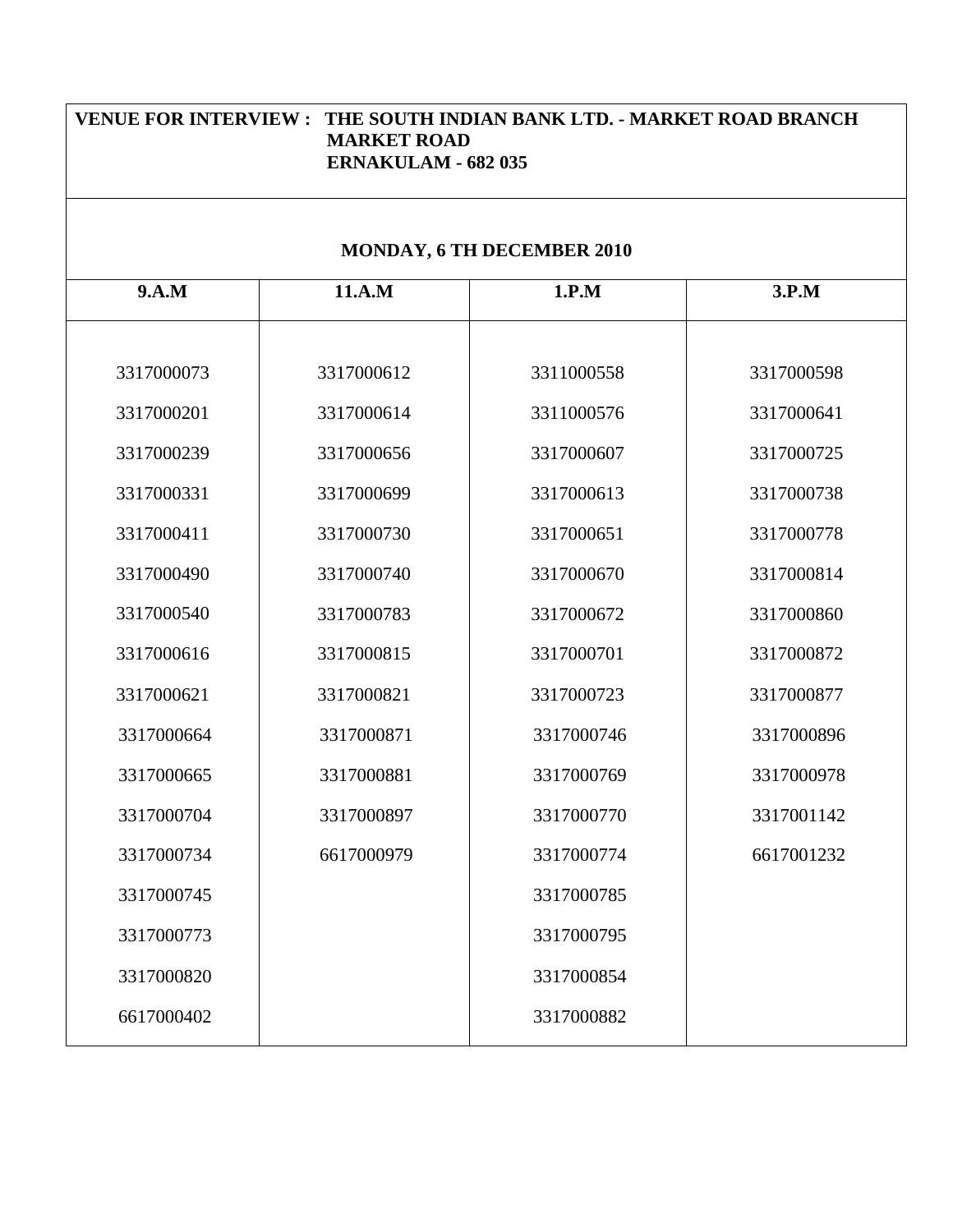**VENUE FOR INTERVIEW : THE SOUTH INDIAN BANK LTD. - MARKET ROAD BRANCH MARKET ROAD ERNAKULAM - 682 035**

**MONDAY, 6 TH DECEMBER 2010**

| 9.A.M | 11.A.M | 1.P.M | 3.P.M |
|---|---|---|---|
| 3317000073 | 3317000612 | 3311000558 | 3317000598 |
| 3317000201 | 3317000614 | 3311000576 | 3317000641 |
| 3317000239 | 3317000656 | 3317000607 | 3317000725 |
| 3317000331 | 3317000699 | 3317000613 | 3317000738 |
| 3317000411 | 3317000730 | 3317000651 | 3317000778 |
| 3317000490 | 3317000740 | 3317000670 | 3317000814 |
| 3317000540 | 3317000783 | 3317000672 | 3317000860 |
| 3317000616 | 3317000815 | 3317000701 | 3317000872 |
| 3317000621 | 3317000821 | 3317000723 | 3317000877 |
| 3317000664 | 3317000871 | 3317000746 | 3317000896 |
| 3317000665 | 3317000881 | 3317000769 | 3317000978 |
| 3317000704 | 3317000897 | 3317000770 | 3317001142 |
| 3317000734 | 6617000979 | 3317000774 | 6617001232 |
| 3317000745 | | 3317000785 | |
| 3317000773 | | 3317000795 | |
| 3317000820 | | 3317000854 | |
| 6617000402 | | 3317000882 | |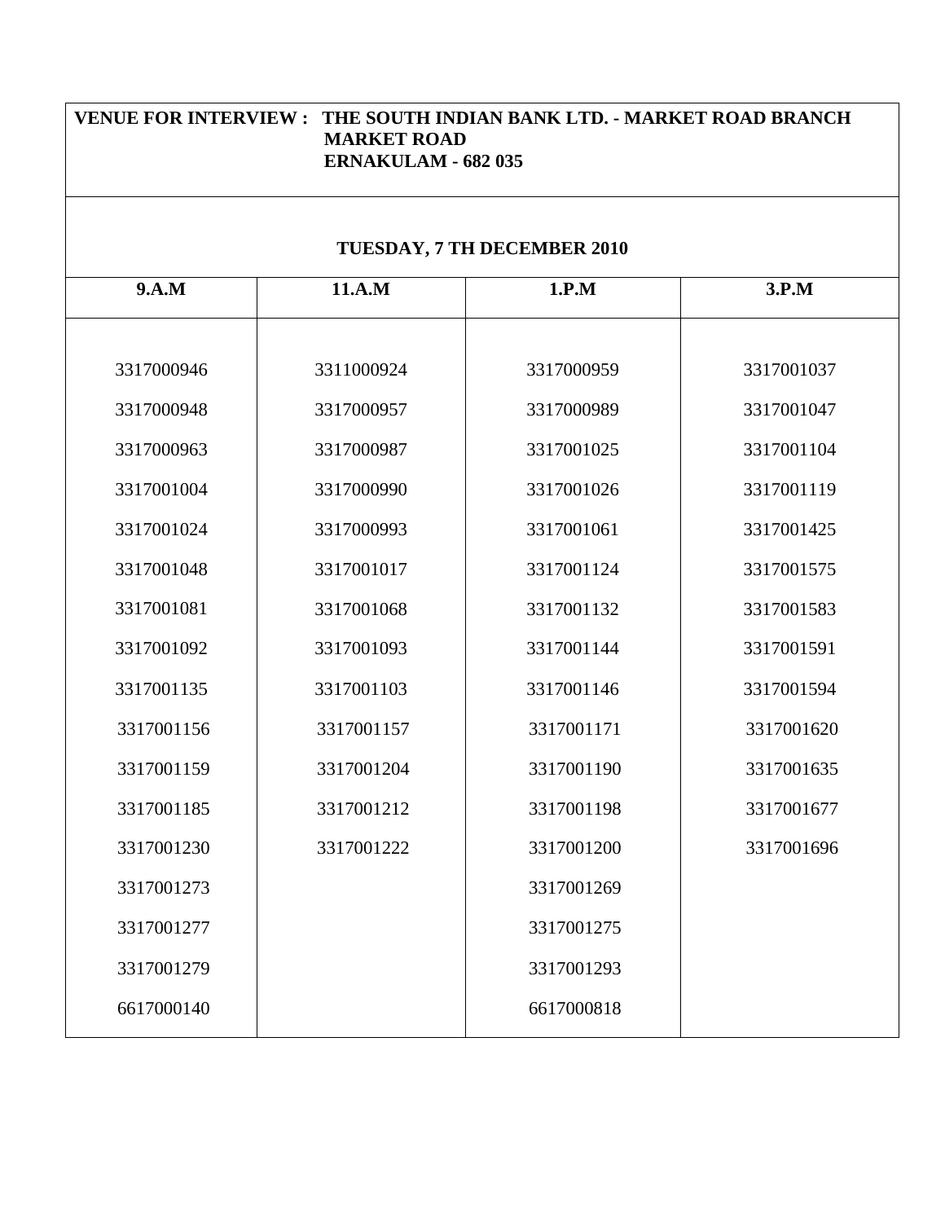**VENUE FOR INTERVIEW : THE SOUTH INDIAN BANK LTD. - MARKET ROAD BRANCH**
**MARKET ROAD**
**ERNAKULAM - 682 035**

**TUESDAY, 7 TH DECEMBER 2010**

| 9.A.M | 11.A.M | 1.P.M | 3.P.M |
|---|---|---|---|
| 3317000946 | 3311000924 | 3317000959 | 3317001037 |
| 3317000948 | 3317000957 | 3317000989 | 3317001047 |
| 3317000963 | 3317000987 | 3317001025 | 3317001104 |
| 3317001004 | 3317000990 | 3317001026 | 3317001119 |
| 3317001024 | 3317000993 | 3317001061 | 3317001425 |
| 3317001048 | 3317001017 | 3317001124 | 3317001575 |
| 3317001081 | 3317001068 | 3317001132 | 3317001583 |
| 3317001092 | 3317001093 | 3317001144 | 3317001591 |
| 3317001135 | 3317001103 | 3317001146 | 3317001594 |
| 3317001156 | 3317001157 | 3317001171 | 3317001620 |
| 3317001159 | 3317001204 | 3317001190 | 3317001635 |
| 3317001185 | 3317001212 | 3317001198 | 3317001677 |
| 3317001230 | 3317001222 | 3317001200 | 3317001696 |
| 3317001273 | | 3317001269 | |
| 3317001277 | | 3317001275 | |
| 3317001279 | | 3317001293 | |
| 6617000140 | | 6617000818 | |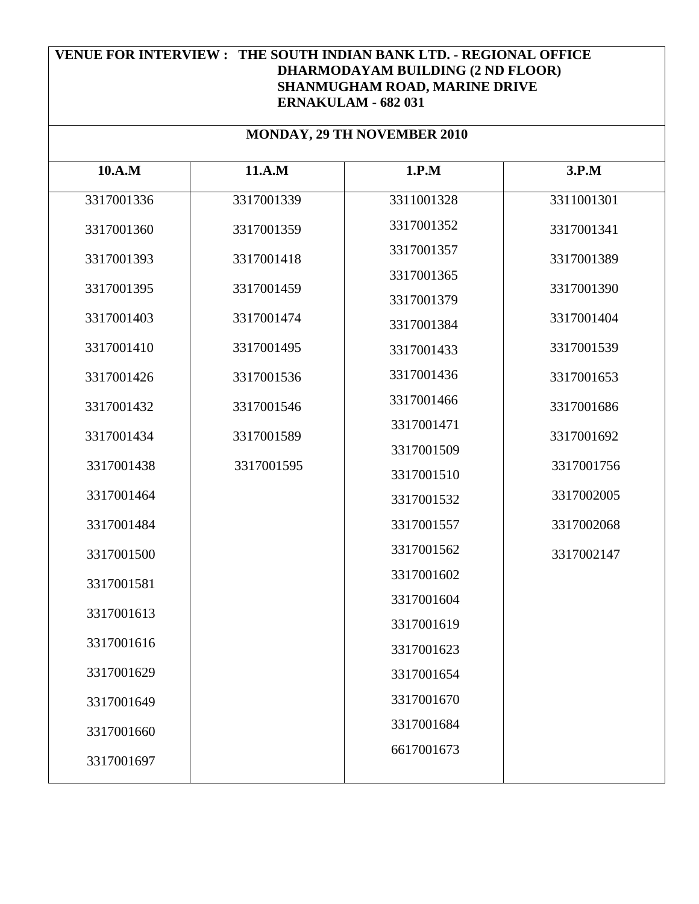**VENUE FOR INTERVIEW : THE SOUTH INDIAN BANK LTD. - REGIONAL OFFICE**
**DHARMODAYAM BUILDING (2 ND FLOOR)**
**SHANMUGHAM ROAD, MARINE DRIVE**
**ERNAKULAM - 682 031**

**MONDAY, 29 TH NOVEMBER 2010**

| 10.A.M | 11.A.M | 1.P.M | 3.P.M |
|---|---|---|---|
| 3317001336 | 3317001339 | 3311001328 | 3311001301 |
| 3317001360 | 3317001359 | 3317001352 | 3317001341 |
| 3317001393 | 3317001418 | 3317001357 | 3317001389 |
| 3317001395 | 3317001459 | 3317001365 | 3317001390 |
| 3317001403 | 3317001474 | 3317001379 | 3317001404 |
| 3317001410 | 3317001495 | 3317001384 | 3317001539 |
| 3317001426 | 3317001536 | 3317001433 | 3317001653 |
| 3317001432 | 3317001546 | 3317001436 | 3317001686 |
| 3317001434 | 3317001589 | 3317001466 | 3317001692 |
| 3317001438 | 3317001595 | 3317001471 | 3317001756 |
| 3317001464 | | 3317001509 | 3317002005 |
| 3317001484 | | 3317001510 | 3317002068 |
| 3317001500 | | 3317001532 | 3317002147 |
| 3317001581 | | 3317001557 | |
| 3317001613 | | 3317001562 | |
| 3317001616 | | 3317001602 | |
| 3317001629 | | 3317001604 | |
| 3317001649 | | 3317001619 | |
| 3317001660 | | 3317001623 | |
| 3317001697 | | 3317001654 | |
| | | 3317001670 | |
| | | 3317001684 | |
| | | 6617001673 | |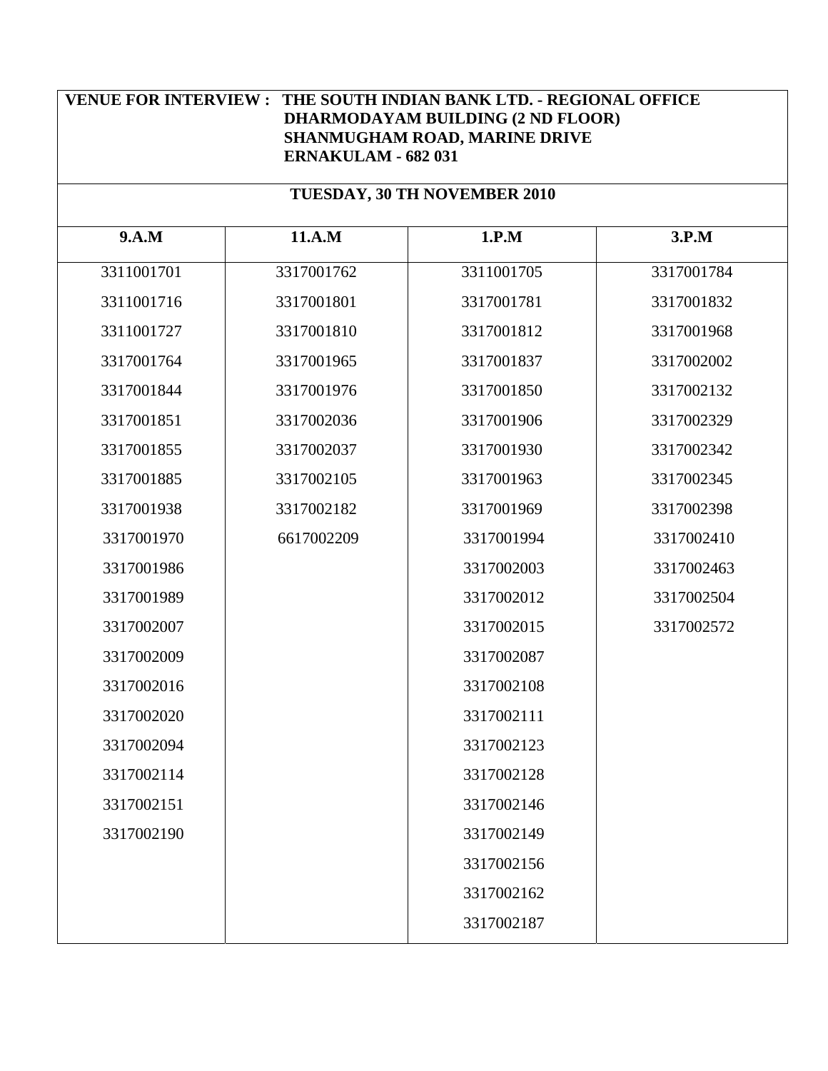**VENUE FOR INTERVIEW : THE SOUTH INDIAN BANK LTD. - REGIONAL OFFICE**
**DHARMODAYAM BUILDING (2 ND FLOOR)**
**SHANMUGHAM ROAD, MARINE DRIVE**
**ERNAKULAM - 682 031**

**TUESDAY, 30 TH NOVEMBER 2010**

| 9.A.M | 11.A.M | 1.P.M | 3.P.M |
|---|---|---|---|
| 3311001701 | 3317001762 | 3311001705 | 3317001784 |
| 3311001716 | 3317001801 | 3317001781 | 3317001832 |
| 3311001727 | 3317001810 | 3317001812 | 3317001968 |
| 3317001764 | 3317001965 | 3317001837 | 3317002002 |
| 3317001844 | 3317001976 | 3317001850 | 3317002132 |
| 3317001851 | 3317002036 | 3317001906 | 3317002329 |
| 3317001855 | 3317002037 | 3317001930 | 3317002342 |
| 3317001885 | 3317002105 | 3317001963 | 3317002345 |
| 3317001938 | 3317002182 | 3317001969 | 3317002398 |
| 3317001970 | 6617002209 | 3317001994 | 3317002410 |
| 3317001986 | | 3317002003 | 3317002463 |
| 3317001989 | | 3317002012 | 3317002504 |
| 3317002007 | | 3317002015 | 3317002572 |
| 3317002009 | | 3317002087 | |
| 3317002016 | | 3317002108 | |
| 3317002020 | | 3317002111 | |
| 3317002094 | | 3317002123 | |
| 3317002114 | | 3317002128 | |
| 3317002151 | | 3317002146 | |
| 3317002190 | | 3317002149 | |
| | | 3317002156 | |
| | | 3317002162 | |
| | | 3317002187 | |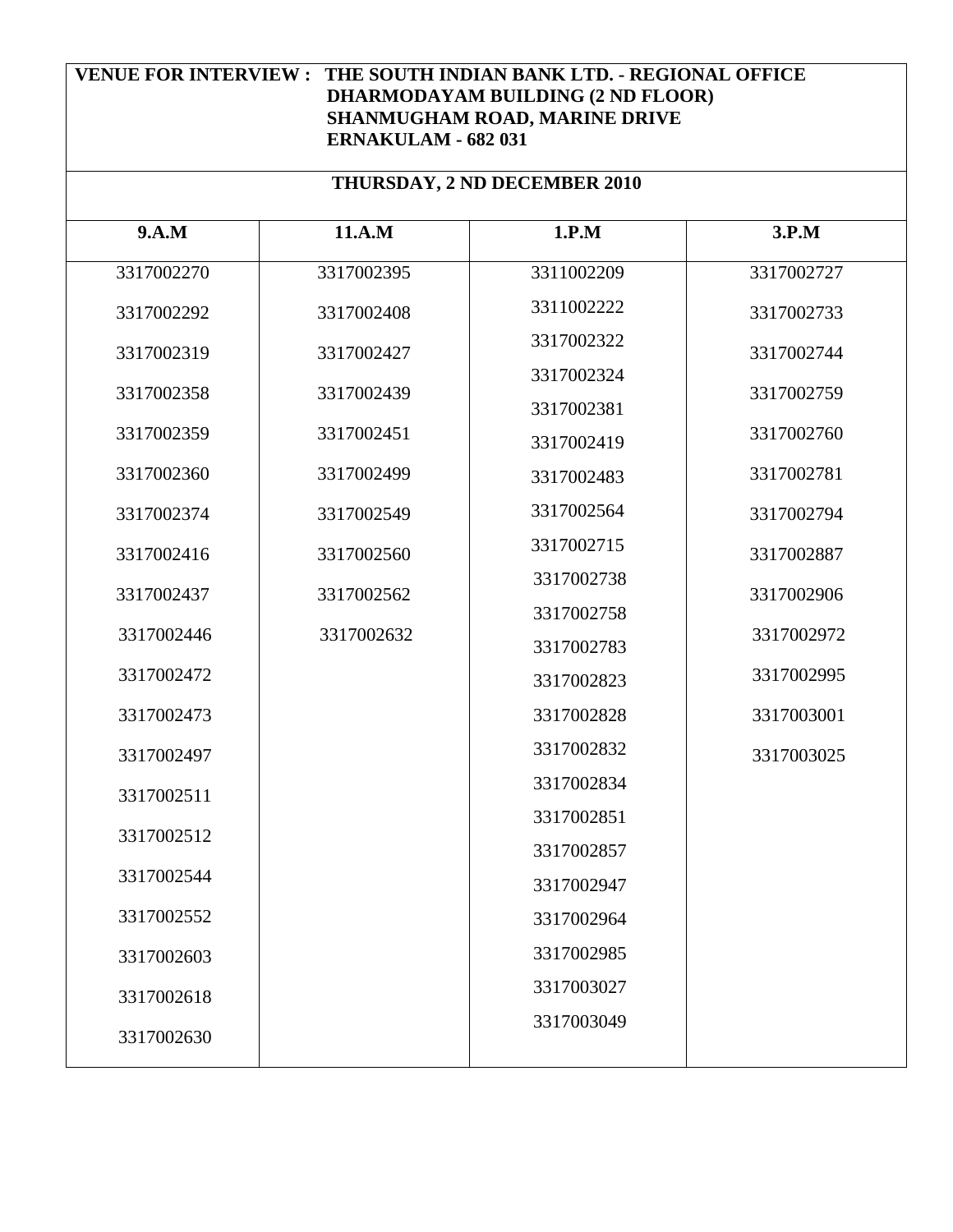**VENUE FOR INTERVIEW : THE SOUTH INDIAN BANK LTD. - REGIONAL OFFICE DHARMODAYAM BUILDING (2 ND FLOOR) SHANMUGHAM ROAD, MARINE DRIVE ERNAKULAM - 682 031**

**THURSDAY, 2 ND DECEMBER 2010**

| 9.A.M | 11.A.M | 1.P.M | 3.P.M |
|---|---|---|---|
| 3317002270 | 3317002395 | 3311002209 | 3317002727 |
| 3317002292 | 3317002408 | 3311002222 | 3317002733 |
| 3317002319 | 3317002427 | 3317002322 | 3317002744 |
| 3317002358 | 3317002439 | 3317002324 | 3317002759 |
| 3317002359 | 3317002451 | 3317002381 | 3317002760 |
| 3317002360 | 3317002499 | 3317002419 | 3317002781 |
| 3317002374 | 3317002549 | 3317002483 | 3317002794 |
| 3317002416 | 3317002560 | 3317002564 | 3317002887 |
| 3317002437 | 3317002562 | 3317002715 | 3317002906 |
| 3317002446 | 3317002632 | 3317002738 | 3317002972 |
| 3317002472 | | 3317002758 | 3317002995 |
| 3317002473 | | 3317002783 | 3317003001 |
| 3317002497 | | 3317002823 | 3317003025 |
| 3317002511 | | 3317002828 | |
| 3317002512 | | 3317002832 | |
| 3317002544 | | 3317002834 | |
| 3317002552 | | 3317002851 | |
| 3317002603 | | 3317002857 | |
| 3317002618 | | 3317002947 | |
| 3317002630 | | 3317002964 | |
| | | 3317002985 | |
| | | 3317003027 | |
| | | 3317003049 | |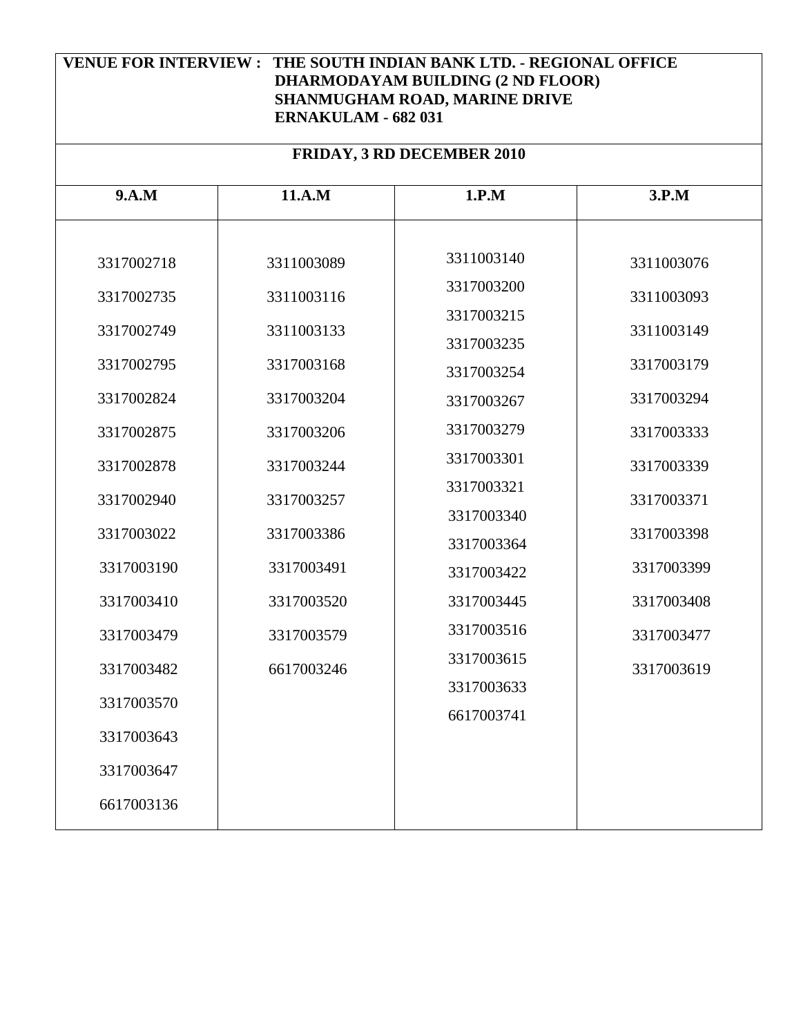**VENUE FOR INTERVIEW : THE SOUTH INDIAN BANK LTD. - REGIONAL OFFICE**
**DHARMODAYAM BUILDING (2 ND FLOOR)**
**SHANMUGHAM ROAD, MARINE DRIVE**
**ERNAKULAM - 682 031**

**FRIDAY, 3 RD DECEMBER 2010**

| 9.A.M | 11.A.M | 1.P.M | 3.P.M |
|---|---|---|---|
| 3317002718 | 3311003089 | 3311003140 | 3311003076 |
| 3317002735 | 3311003116 | 3317003200 | 3311003093 |
| 3317002749 | 3311003133 | 3317003215 | 3311003149 |
| 3317002795 | 3317003168 | 3317003235 | 3317003179 |
| 3317002824 | 3317003204 | 3317003254 | 3317003294 |
| 3317002875 | 3317003206 | 3317003267 | 3317003333 |
| 3317002878 | 3317003244 | 3317003279 | 3317003339 |
| 3317002940 | 3317003257 | 3317003301 | 3317003371 |
| 3317003022 | 3317003386 | 3317003321 | 3317003398 |
| 3317003190 | 3317003491 | 3317003340 | 3317003399 |
| 3317003410 | 3317003520 | 3317003364 | 3317003408 |
| 3317003479 | 3317003579 | 3317003422 | 3317003477 |
| 3317003482 | 6617003246 | 3317003445 | 3317003619 |
| 3317003570 | | 3317003516 | |
| 3317003643 | | 3317003615 | |
| 3317003647 | | 3317003633 | |
| 6617003136 | | 6617003741 | |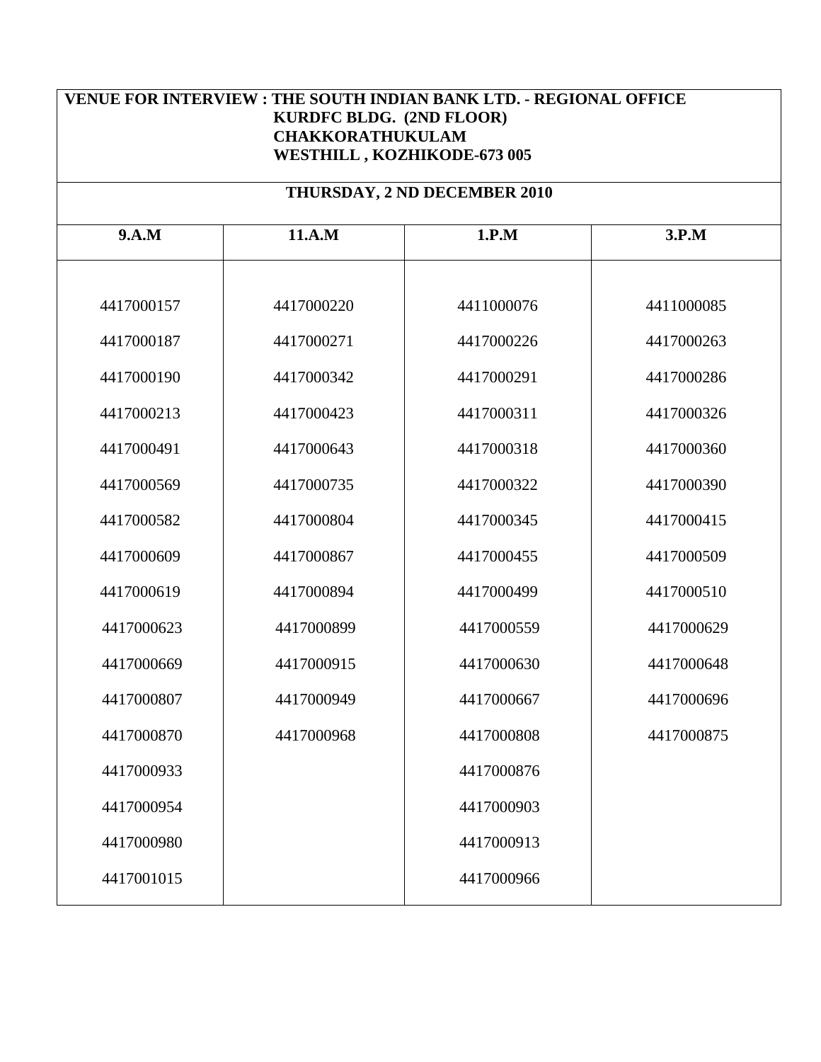**VENUE FOR INTERVIEW : THE SOUTH INDIAN BANK LTD. - REGIONAL OFFICE**
**KURDFC BLDG. (2ND FLOOR)**
**CHAKKORATHUKULAM**
**WESTHILL , KOZHIKODE-673 005**

**THURSDAY, 2 ND DECEMBER 2010**

| 9.A.M | 11.A.M | 1.P.M | 3.P.M |
|---|---|---|---|
| 4417000157 | 4417000220 | 4411000076 | 4411000085 |
| 4417000187 | 4417000271 | 4417000226 | 4417000263 |
| 4417000190 | 4417000342 | 4417000291 | 4417000286 |
| 4417000213 | 4417000423 | 4417000311 | 4417000326 |
| 4417000491 | 4417000643 | 4417000318 | 4417000360 |
| 4417000569 | 4417000735 | 4417000322 | 4417000390 |
| 4417000582 | 4417000804 | 4417000345 | 4417000415 |
| 4417000609 | 4417000867 | 4417000455 | 4417000509 |
| 4417000619 | 4417000894 | 4417000499 | 4417000510 |
| 4417000623 | 4417000899 | 4417000559 | 4417000629 |
| 4417000669 | 4417000915 | 4417000630 | 4417000648 |
| 4417000807 | 4417000949 | 4417000667 | 4417000696 |
| 4417000870 | 4417000968 | 4417000808 | 4417000875 |
| 4417000933 | | 4417000876 | |
| 4417000954 | | 4417000903 | |
| 4417000980 | | 4417000913 | |
| 4417001015 | | 4417000966 | |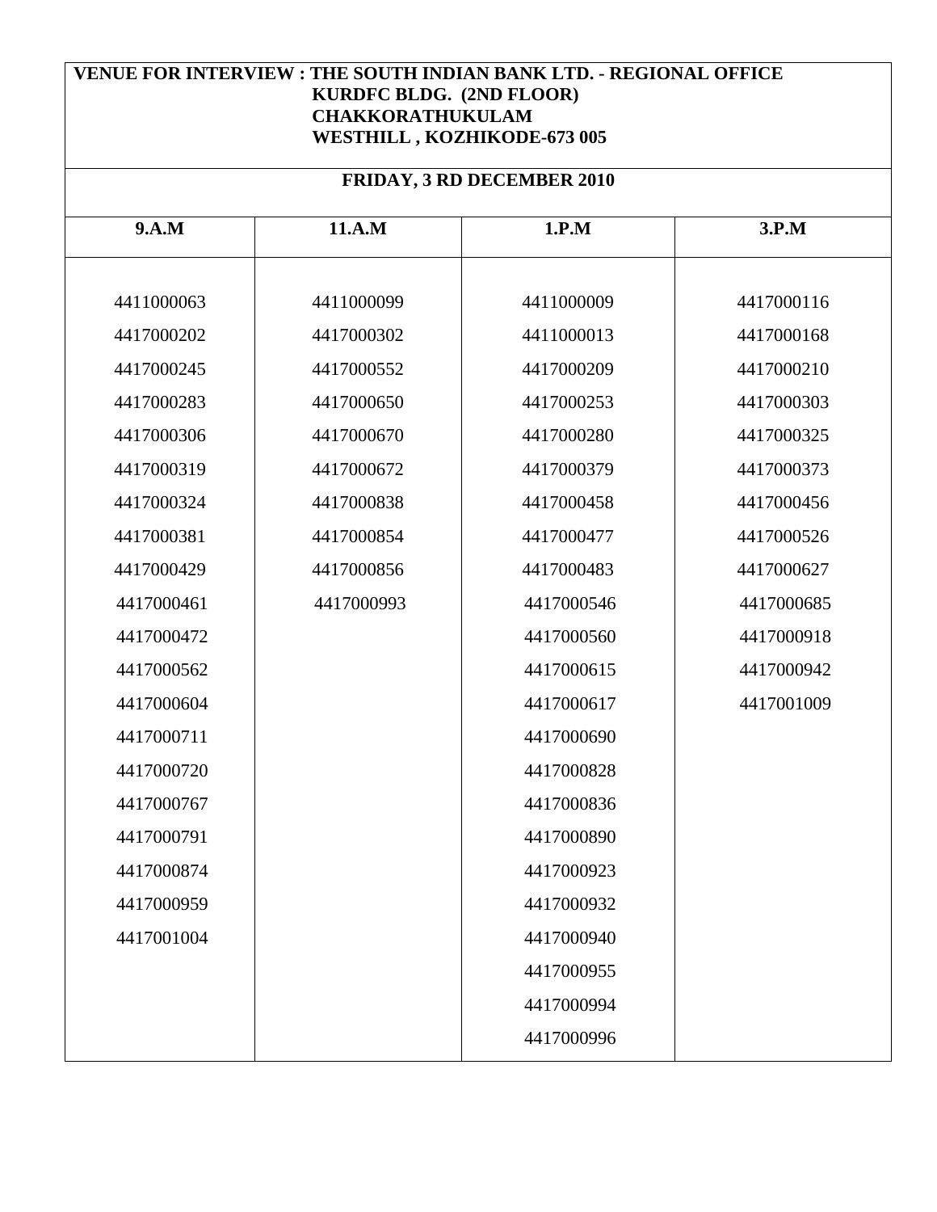**VENUE FOR INTERVIEW : THE SOUTH INDIAN BANK LTD. - REGIONAL OFFICE**
**KURDFC BLDG. (2ND FLOOR)**
**CHAKKORATHUKULAM**
**WESTHILL , KOZHIKODE-673 005**

**FRIDAY, 3 RD DECEMBER 2010**

| 9.A.M | 11.A.M | 1.P.M | 3.P.M |
|---|---|---|---|
| 4411000063 | 4411000099 | 4411000009 | 4417000116 |
| 4417000202 | 4417000302 | 4411000013 | 4417000168 |
| 4417000245 | 4417000552 | 4417000209 | 4417000210 |
| 4417000283 | 4417000650 | 4417000253 | 4417000303 |
| 4417000306 | 4417000670 | 4417000280 | 4417000325 |
| 4417000319 | 4417000672 | 4417000379 | 4417000373 |
| 4417000324 | 4417000838 | 4417000458 | 4417000456 |
| 4417000381 | 4417000854 | 4417000477 | 4417000526 |
| 4417000429 | 4417000856 | 4417000483 | 4417000627 |
| 4417000461 | 4417000993 | 4417000546 | 4417000685 |
| 4417000472 | | 4417000560 | 4417000918 |
| 4417000562 | | 4417000615 | 4417000942 |
| 4417000604 | | 4417000617 | 4417001009 |
| 4417000711 | | 4417000690 | |
| 4417000720 | | 4417000828 | |
| 4417000767 | | 4417000836 | |
| 4417000791 | | 4417000890 | |
| 4417000874 | | 4417000923 | |
| 4417000959 | | 4417000932 | |
| 4417001004 | | 4417000940 | |
| | | 4417000955 | |
| | | 4417000994 | |
| | | 4417000996 | |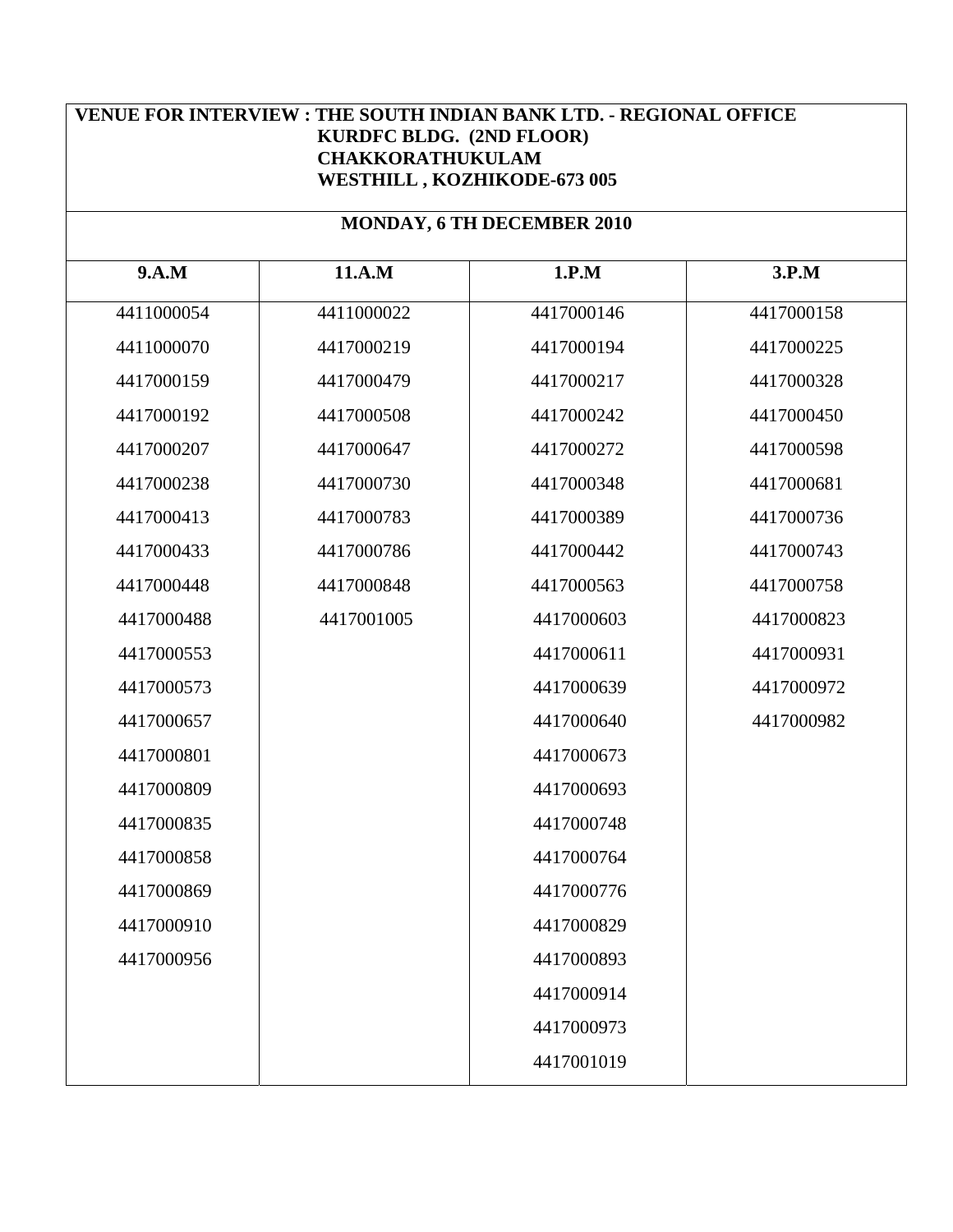**VENUE FOR INTERVIEW : THE SOUTH INDIAN BANK LTD. - REGIONAL OFFICE**
**KURDFC BLDG. (2ND FLOOR)**
**CHAKKORATHUKULAM**
**WESTHILL , KOZHIKODE-673 005**

**MONDAY, 6 TH DECEMBER 2010**

| 9.A.M | 11.A.M | 1.P.M | 3.P.M |
|---|---|---|---|
| 4411000054 | 4411000022 | 4417000146 | 4417000158 |
| 4411000070 | 4417000219 | 4417000194 | 4417000225 |
| 4417000159 | 4417000479 | 4417000217 | 4417000328 |
| 4417000192 | 4417000508 | 4417000242 | 4417000450 |
| 4417000207 | 4417000647 | 4417000272 | 4417000598 |
| 4417000238 | 4417000730 | 4417000348 | 4417000681 |
| 4417000413 | 4417000783 | 4417000389 | 4417000736 |
| 4417000433 | 4417000786 | 4417000442 | 4417000743 |
| 4417000448 | 4417000848 | 4417000563 | 4417000758 |
| 4417000488 | 4417001005 | 4417000603 | 4417000823 |
| 4417000553 | | 4417000611 | 4417000931 |
| 4417000573 | | 4417000639 | 4417000972 |
| 4417000657 | | 4417000640 | 4417000982 |
| 4417000801 | | 4417000673 | |
| 4417000809 | | 4417000693 | |
| 4417000835 | | 4417000748 | |
| 4417000858 | | 4417000764 | |
| 4417000869 | | 4417000776 | |
| 4417000910 | | 4417000829 | |
| 4417000956 | | 4417000893 | |
| | | 4417000914 | |
| | | 4417000973 | |
| | | 4417001019 | |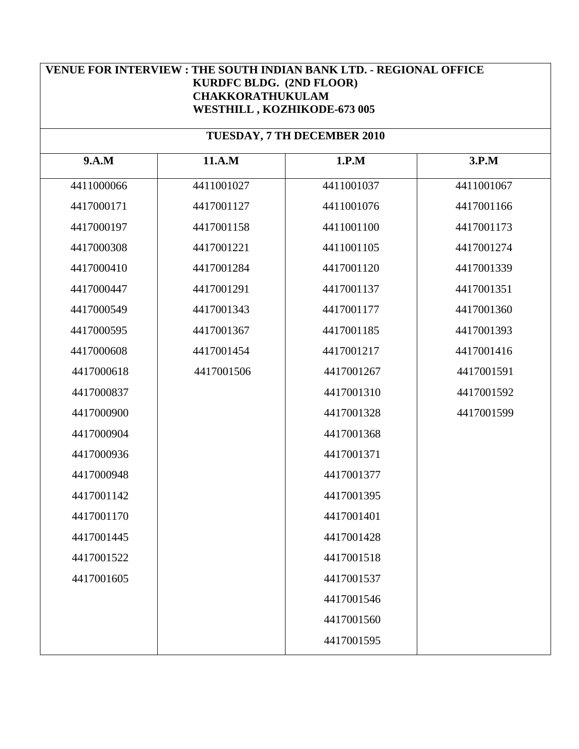**VENUE FOR INTERVIEW : THE SOUTH INDIAN BANK LTD. - REGIONAL OFFICE**
**KURDFC BLDG. (2ND FLOOR)**
**CHAKKORATHUKULAM**
**WESTHILL , KOZHIKODE-673 005**

**TUESDAY, 7 TH DECEMBER 2010**

| 9.A.M | 11.A.M | 1.P.M | 3.P.M |
|---|---|---|---|
| 4411000066 | 4411001027 | 4411001037 | 4411001067 |
| 4417000171 | 4417001127 | 4411001076 | 4417001166 |
| 4417000197 | 4417001158 | 4411001100 | 4417001173 |
| 4417000308 | 4417001221 | 4411001105 | 4417001274 |
| 4417000410 | 4417001284 | 4417001120 | 4417001339 |
| 4417000447 | 4417001291 | 4417001137 | 4417001351 |
| 4417000549 | 4417001343 | 4417001177 | 4417001360 |
| 4417000595 | 4417001367 | 4417001185 | 4417001393 |
| 4417000608 | 4417001454 | 4417001217 | 4417001416 |
| 4417000618 | 4417001506 | 4417001267 | 4417001591 |
| 4417000837 | | 4417001310 | 4417001592 |
| 4417000900 | | 4417001328 | 4417001599 |
| 4417000904 | | 4417001368 | |
| 4417000936 | | 4417001371 | |
| 4417000948 | | 4417001377 | |
| 4417001142 | | 4417001395 | |
| 4417001170 | | 4417001401 | |
| 4417001445 | | 4417001428 | |
| 4417001522 | | 4417001518 | |
| 4417001605 | | 4417001537 | |
| | | 4417001546 | |
| | | 4417001560 | |
| | | 4417001595 | |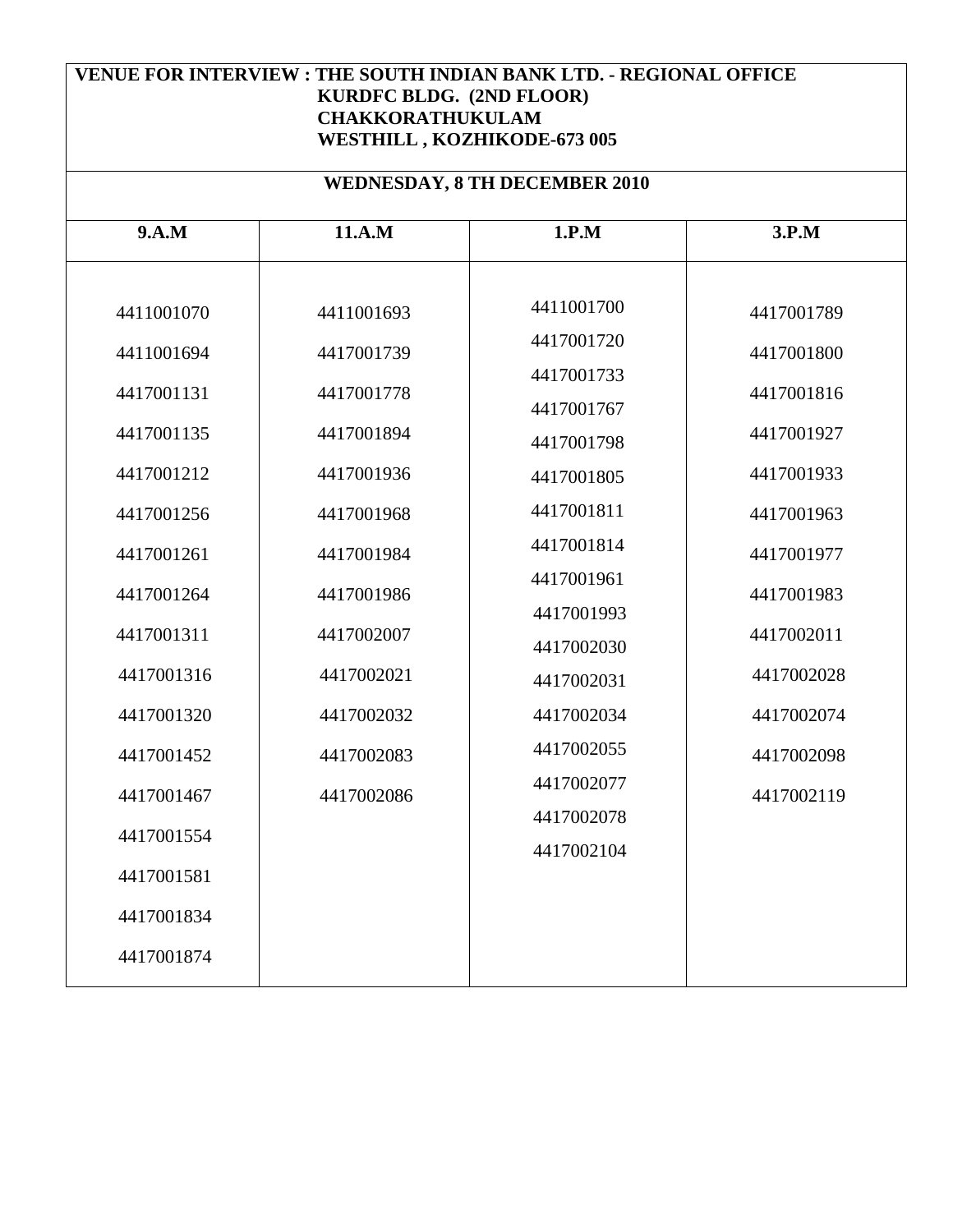**VENUE FOR INTERVIEW : THE SOUTH INDIAN BANK LTD. - REGIONAL OFFICE**
**KURDFC BLDG. (2ND FLOOR)**
**CHAKKORATHUKULAM**
**WESTHILL , KOZHIKODE-673 005**

**WEDNESDAY, 8 TH DECEMBER 2010**

| 9.A.M | 11.A.M | 1.P.M | 3.P.M |
| --- | --- | --- | --- |
| 4411001070 | 4411001693 | 4411001700 | 4417001789 |
| 4411001694 | 4417001739 | 4417001720 | 4417001800 |
| 4417001131 | 4417001778 | 4417001733 | 4417001816 |
| 4417001135 | 4417001894 | 4417001767 | 4417001927 |
| 4417001212 | 4417001936 | 4417001798 | 4417001933 |
| 4417001256 | 4417001968 | 4417001805 | 4417001963 |
| 4417001261 | 4417001984 | 4417001811 | 4417001977 |
| 4417001264 | 4417001986 | 4417001814 | 4417001983 |
| 4417001311 | 4417002007 | 4417001961 | 4417002011 |
| 4417001316 | 4417002021 | 4417001993 | 4417002028 |
| 4417001320 | 4417002032 | 4417002030 | 4417002074 |
| 4417001452 | 4417002083 | 4417002031 | 4417002098 |
| 4417001467 | 4417002086 | 4417002034 | 4417002119 |
| 4417001554 | | 4417002055 | |
| 4417001581 | | 4417002077 | |
| 4417001834 | | 4417002078 | |
| 4417001874 | | 4417002104 | |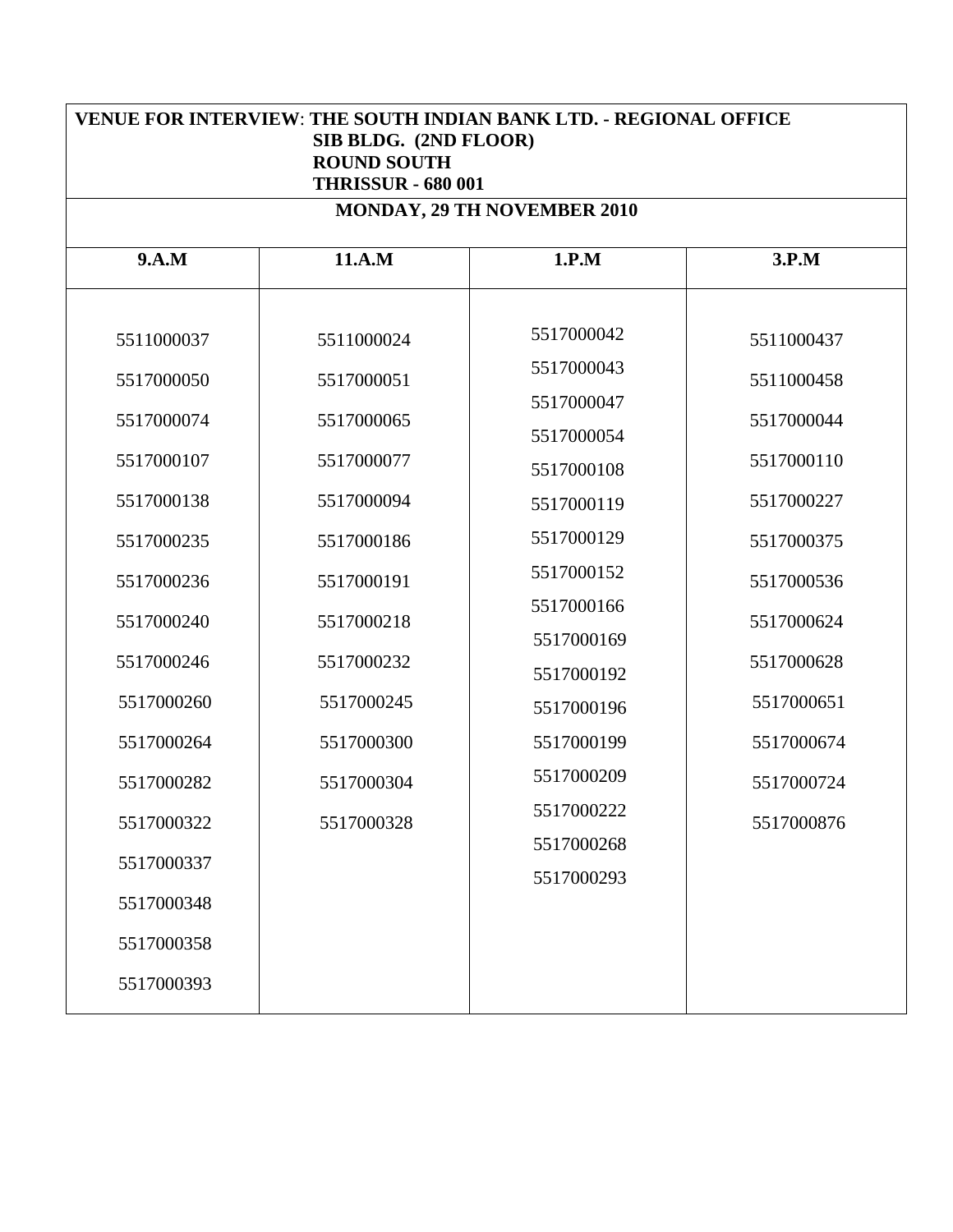**VENUE FOR INTERVIEW**: **THE SOUTH INDIAN BANK LTD. - REGIONAL OFFICE**
**SIB BLDG. (2ND FLOOR)**
**ROUND SOUTH**
**THRISSUR - 680 001**

**MONDAY, 29 TH NOVEMBER 2010**

| 9.A.M | 11.A.M | 1.P.M | 3.P.M |
|---|---|---|---|
| 5511000037 | 5511000024 | 5517000042 | 5511000437 |
| 5517000050 | 5517000051 | 5517000043 | 5511000458 |
| 5517000074 | 5517000065 | 5517000047 | 5517000044 |
| 5517000107 | 5517000077 | 5517000054 | 5517000110 |
| 5517000138 | 5517000094 | 5517000108 | 5517000227 |
| 5517000235 | 5517000186 | 5517000119 | 5517000375 |
| 5517000236 | 5517000191 | 5517000129 | 5517000536 |
| 5517000240 | 5517000218 | 5517000152 | 5517000624 |
| 5517000246 | 5517000232 | 5517000166 | 5517000628 |
| 5517000260 | 5517000245 | 5517000169 | 5517000651 |
| 5517000264 | 5517000300 | 5517000192 | 5517000674 |
| 5517000282 | 5517000304 | 5517000196 | 5517000724 |
| 5517000322 | 5517000328 | 5517000199 | 5517000876 |
| 5517000337 | | 5517000209 | |
| 5517000348 | | 5517000222 | |
| 5517000358 | | 5517000268 | |
| 5517000393 | | 5517000293 | |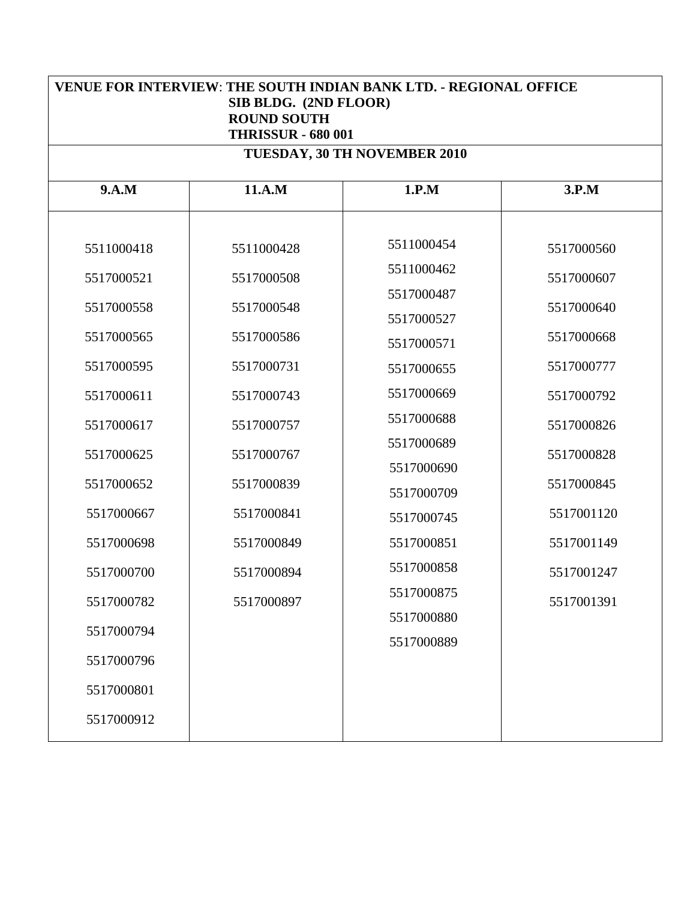**VENUE FOR INTERVIEW**: **THE SOUTH INDIAN BANK LTD. - REGIONAL OFFICE**
**SIB BLDG. (2ND FLOOR)**
**ROUND SOUTH**
**THRISSUR - 680 001**

**TUESDAY, 30 TH NOVEMBER 2010**

| 9.A.M | 11.A.M | 1.P.M | 3.P.M |
|---|---|---|---|
| 5511000418 | 5511000428 | 5511000454 | 5517000560 |
| 5517000521 | 5517000508 | 5511000462 | 5517000607 |
| 5517000558 | 5517000548 | 5517000487 | 5517000640 |
| 5517000565 | 5517000586 | 5517000527 | 5517000668 |
| 5517000595 | 5517000731 | 5517000571 | 5517000777 |
| 5517000611 | 5517000743 | 5517000655 | 5517000792 |
| 5517000617 | 5517000757 | 5517000669 | 5517000826 |
| 5517000625 | 5517000767 | 5517000688 | 5517000828 |
| 5517000652 | 5517000839 | 5517000689 | 5517000845 |
| 5517000667 | 5517000841 | 5517000690 | 5517001120 |
| 5517000698 | 5517000849 | 5517000709 | 5517001149 |
| 5517000700 | 5517000894 | 5517000745 | 5517001247 |
| 5517000782 | 5517000897 | 5517000851 | 5517001391 |
| 5517000794 | | 5517000858 | |
| 5517000796 | | 5517000875 | |
| 5517000801 | | 5517000880 | |
| 5517000912 | | 5517000889 | |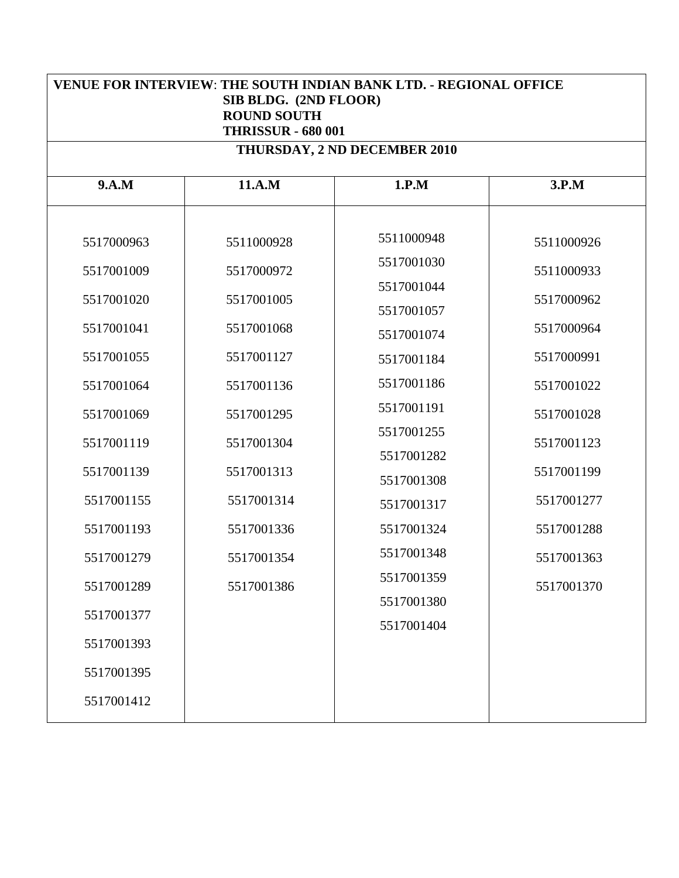**VENUE FOR INTERVIEW**: **THE SOUTH INDIAN BANK LTD. - REGIONAL OFFICE**
**SIB BLDG. (2ND FLOOR)**
**ROUND SOUTH**
**THRISSUR - 680 001**

**THURSDAY, 2 ND DECEMBER 2010**

| 9.A.M | 11.A.M | 1.P.M | 3.P.M |
|---|---|---|---|
| 5517000963 | 5511000928 | 5511000948 | 5511000926 |
| 5517001009 | 5517000972 | 5517001030 | 5511000933 |
| 5517001020 | 5517001005 | 5517001044 | 5517000962 |
| 5517001041 | 5517001068 | 5517001057 | 5517000964 |
| 5517001055 | 5517001127 | 5517001074 | 5517000991 |
| 5517001064 | 5517001136 | 5517001184 | 5517001022 |
| 5517001069 | 5517001295 | 5517001186 | 5517001028 |
| 5517001119 | 5517001304 | 5517001191 | 5517001123 |
| 5517001139 | 5517001313 | 5517001255 | 5517001199 |
| 5517001155 | 5517001314 | 5517001282 | 5517001277 |
| 5517001193 | 5517001336 | 5517001308 | 5517001288 |
| 5517001279 | 5517001354 | 5517001317 | 5517001363 |
| 5517001289 | 5517001386 | 5517001324 | 5517001370 |
| 5517001377 | | 5517001348 | |
| 5517001393 | | 5517001359 | |
| 5517001395 | | 5517001380 | |
| 5517001412 | | 5517001404 | |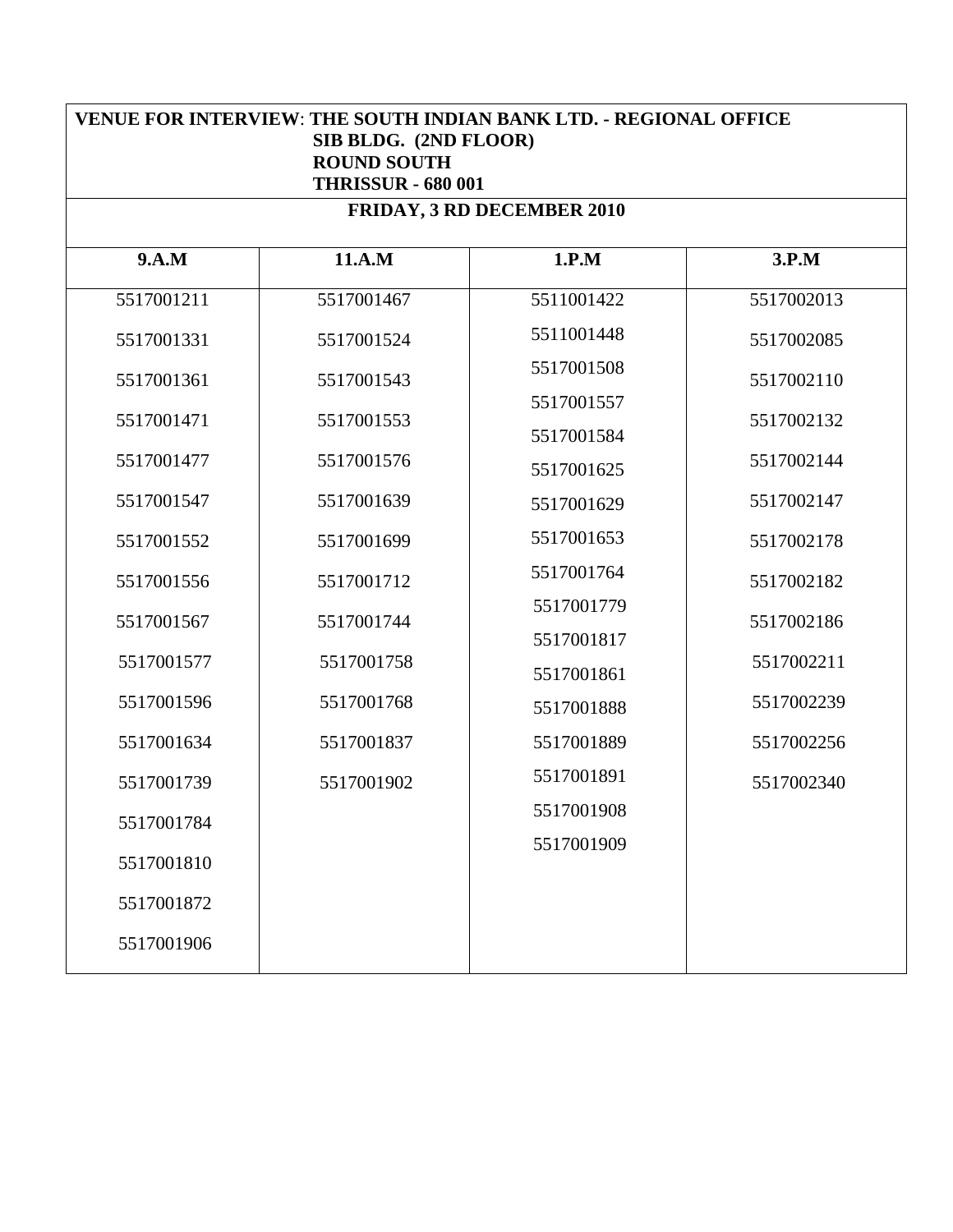**VENUE FOR INTERVIEW**: **THE SOUTH INDIAN BANK LTD. - REGIONAL OFFICE**
**SIB BLDG. (2ND FLOOR)**
**ROUND SOUTH**
**THRISSUR - 680 001**

**FRIDAY, 3 RD DECEMBER 2010**

| 9.A.M | 11.A.M | 1.P.M | 3.P.M |
|---|---|---|---|
| 5517001211 | 5517001467 | 5511001422 | 5517002013 |
| 5517001331 | 5517001524 | 5511001448 | 5517002085 |
| 5517001361 | 5517001543 | 5517001508 | 5517002110 |
| 5517001471 | 5517001553 | 5517001557 | 5517002132 |
| 5517001477 | 5517001576 | 5517001584 | 5517002144 |
| 5517001547 | 5517001639 | 5517001625 | 5517002147 |
| 5517001552 | 5517001699 | 5517001629 | 5517002178 |
| 5517001556 | 5517001712 | 5517001653 | 5517002182 |
| 5517001567 | 5517001744 | 5517001764 | 5517002186 |
| 5517001577 | 5517001758 | 5517001779 | 5517002211 |
| 5517001596 | 5517001768 | 5517001817 | 5517002239 |
| 5517001634 | 5517001837 | 5517001861 | 5517002256 |
| 5517001739 | 5517001902 | 5517001888 | 5517002340 |
| 5517001784 | | 5517001889 | |
| 5517001810 | | 5517001891 | |
| 5517001872 | | 5517001908 | |
| 5517001906 | | 5517001909 | |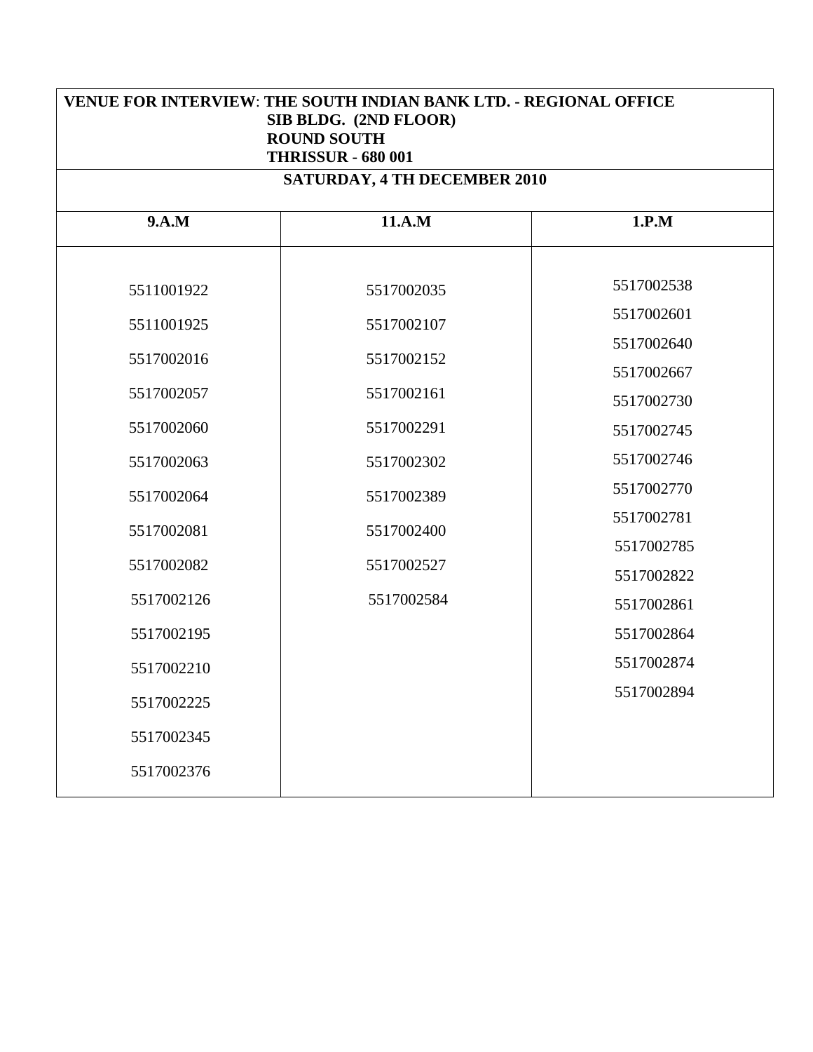**VENUE FOR INTERVIEW**: **THE SOUTH INDIAN BANK LTD. - REGIONAL OFFICE**
**SIB BLDG. (2ND FLOOR)**
**ROUND SOUTH**
**THRISSUR - 680 001**

**SATURDAY, 4 TH DECEMBER 2010**

| 9.A.M | 11.A.M | 1.P.M |
|---|---|---|
| 5511001922 | 5517002035 | 5517002538 |
| 5511001925 | 5517002107 | 5517002601 |
| 5517002016 | 5517002152 | 5517002640 |
| 5517002057 | 5517002161 | 5517002667 |
| 5517002060 | 5517002291 | 5517002730 |
| 5517002063 | 5517002302 | 5517002745 |
| 5517002064 | 5517002389 | 5517002746 |
| 5517002081 | 5517002400 | 5517002770 |
| 5517002082 | 5517002527 | 5517002781 |
| 5517002126 | 5517002584 | 5517002785 |
| 5517002195 | | 5517002822 |
| 5517002210 | | 5517002861 |
| 5517002225 | | 5517002864 |
| 5517002345 | | 5517002874 |
| 5517002376 | | 5517002894 |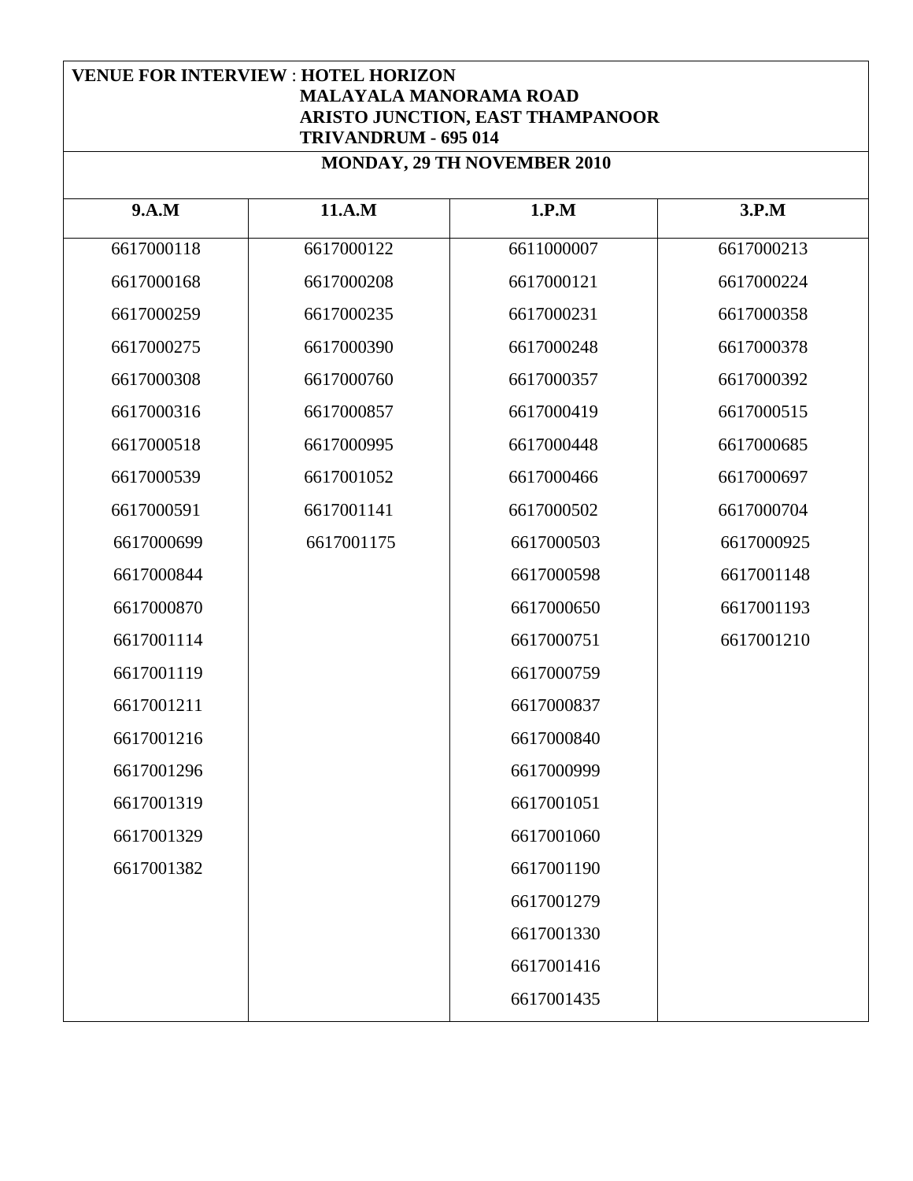**VENUE FOR INTERVIEW** : **HOTEL HORIZON**
**MALAYALA MANORAMA ROAD**
**ARISTO JUNCTION, EAST THAMPANOOR**
**TRIVANDRUM - 695 014**

**MONDAY, 29 TH NOVEMBER 2010**

| 9.A.M | 11.A.M | 1.P.M | 3.P.M |
|---|---|---|---|
| 6617000118 | 6617000122 | 6611000007 | 6617000213 |
| 6617000168 | 6617000208 | 6617000121 | 6617000224 |
| 6617000259 | 6617000235 | 6617000231 | 6617000358 |
| 6617000275 | 6617000390 | 6617000248 | 6617000378 |
| 6617000308 | 6617000760 | 6617000357 | 6617000392 |
| 6617000316 | 6617000857 | 6617000419 | 6617000515 |
| 6617000518 | 6617000995 | 6617000448 | 6617000685 |
| 6617000539 | 6617001052 | 6617000466 | 6617000697 |
| 6617000591 | 6617001141 | 6617000502 | 6617000704 |
| 6617000699 | 6617001175 | 6617000503 | 6617000925 |
| 6617000844 | | 6617000598 | 6617001148 |
| 6617000870 | | 6617000650 | 6617001193 |
| 6617001114 | | 6617000751 | 6617001210 |
| 6617001119 | | 6617000759 | |
| 6617001211 | | 6617000837 | |
| 6617001216 | | 6617000840 | |
| 6617001296 | | 6617000999 | |
| 6617001319 | | 6617001051 | |
| 6617001329 | | 6617001060 | |
| 6617001382 | | 6617001190 | |
| | | 6617001279 | |
| | | 6617001330 | |
| | | 6617001416 | |
| | | 6617001435 | |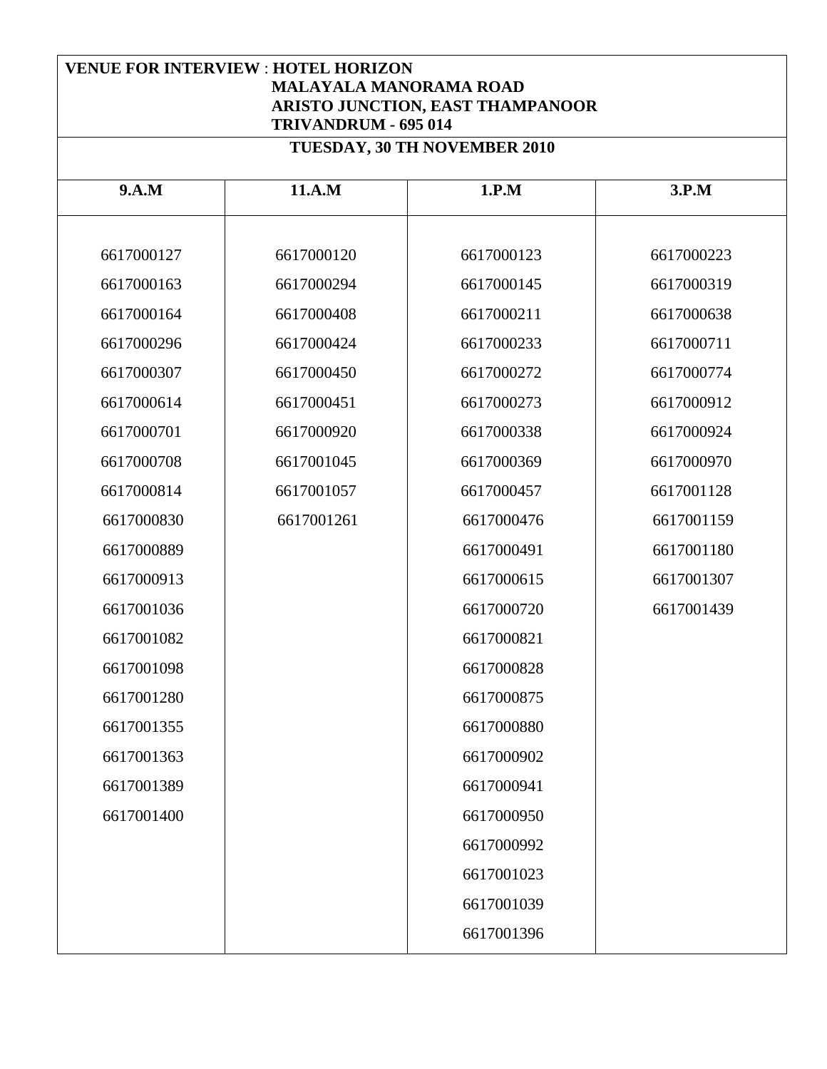**VENUE FOR INTERVIEW** : **HOTEL HORIZON**
**MALAYALA MANORAMA ROAD**
**ARISTO JUNCTION, EAST THAMPANOOR**
**TRIVANDRUM - 695 014**

**TUESDAY, 30 TH NOVEMBER 2010**

| 9.A.M | 11.A.M | 1.P.M | 3.P.M |
|---|---|---|---|
| 6617000127 | 6617000120 | 6617000123 | 6617000223 |
| 6617000163 | 6617000294 | 6617000145 | 6617000319 |
| 6617000164 | 6617000408 | 6617000211 | 6617000638 |
| 6617000296 | 6617000424 | 6617000233 | 6617000711 |
| 6617000307 | 6617000450 | 6617000272 | 6617000774 |
| 6617000614 | 6617000451 | 6617000273 | 6617000912 |
| 6617000701 | 6617000920 | 6617000338 | 6617000924 |
| 6617000708 | 6617001045 | 6617000369 | 6617000970 |
| 6617000814 | 6617001057 | 6617000457 | 6617001128 |
| 6617000830 | 6617001261 | 6617000476 | 6617001159 |
| 6617000889 | | 6617000491 | 6617001180 |
| 6617000913 | | 6617000615 | 6617001307 |
| 6617001036 | | 6617000720 | 6617001439 |
| 6617001082 | | 6617000821 | |
| 6617001098 | | 6617000828 | |
| 6617001280 | | 6617000875 | |
| 6617001355 | | 6617000880 | |
| 6617001363 | | 6617000902 | |
| 6617001389 | | 6617000941 | |
| 6617001400 | | 6617000950 | |
| | | 6617000992 | |
| | | 6617001023 | |
| | | 6617001039 | |
| | | 6617001396 | |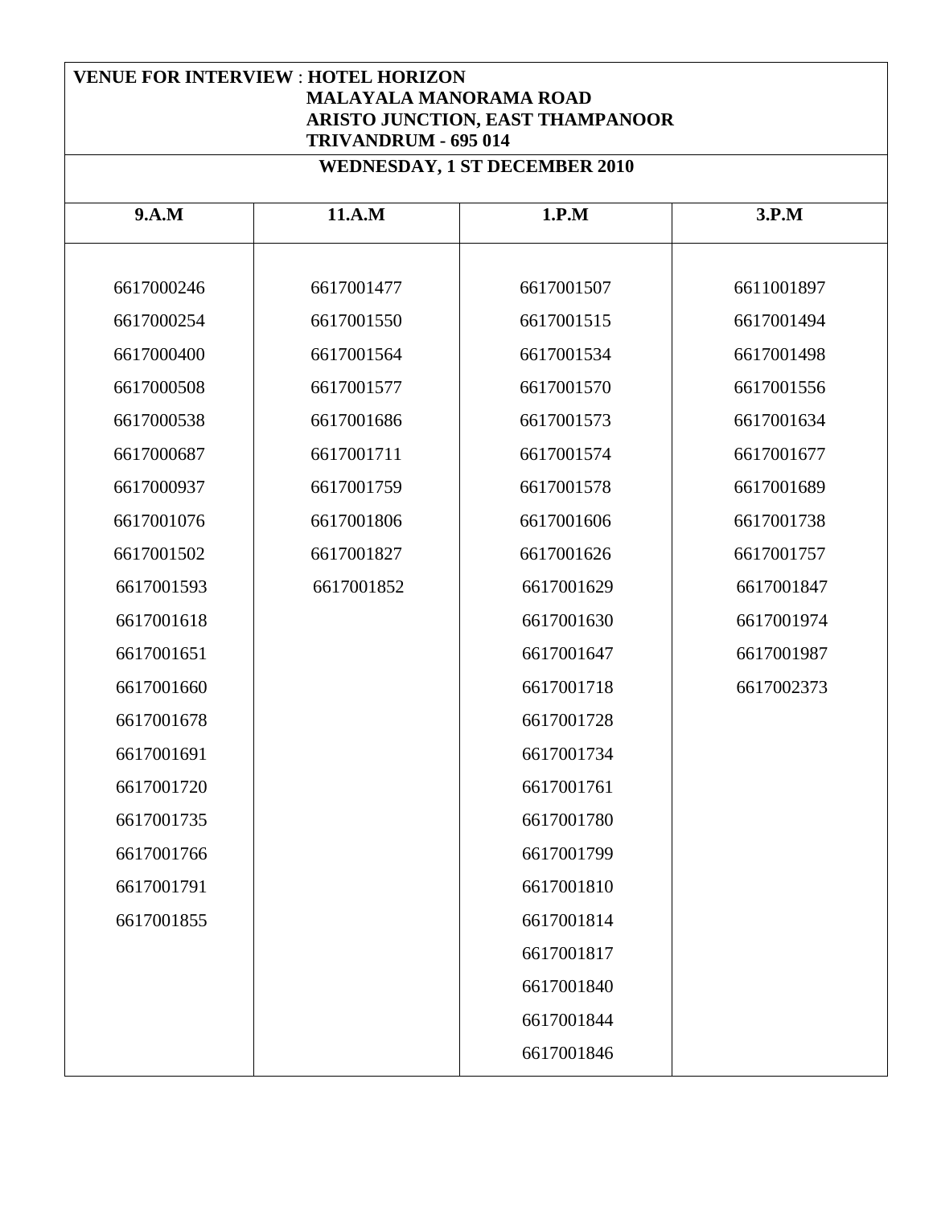**VENUE FOR INTERVIEW** : **HOTEL HORIZON**
**MALAYALA MANORAMA ROAD**
**ARISTO JUNCTION, EAST THAMPANOOR**
**TRIVANDRUM - 695 014**

**WEDNESDAY, 1 ST DECEMBER 2010**

| 9.A.M | 11.A.M | 1.P.M | 3.P.M |
|---|---|---|---|
| 6617000246 | 6617001477 | 6617001507 | 6611001897 |
| 6617000254 | 6617001550 | 6617001515 | 6617001494 |
| 6617000400 | 6617001564 | 6617001534 | 6617001498 |
| 6617000508 | 6617001577 | 6617001570 | 6617001556 |
| 6617000538 | 6617001686 | 6617001573 | 6617001634 |
| 6617000687 | 6617001711 | 6617001574 | 6617001677 |
| 6617000937 | 6617001759 | 6617001578 | 6617001689 |
| 6617001076 | 6617001806 | 6617001606 | 6617001738 |
| 6617001502 | 6617001827 | 6617001626 | 6617001757 |
| 6617001593 | 6617001852 | 6617001629 | 6617001847 |
| 6617001618 | | 6617001630 | 6617001974 |
| 6617001651 | | 6617001647 | 6617001987 |
| 6617001660 | | 6617001718 | 6617002373 |
| 6617001678 | | 6617001728 | |
| 6617001691 | | 6617001734 | |
| 6617001720 | | 6617001761 | |
| 6617001735 | | 6617001780 | |
| 6617001766 | | 6617001799 | |
| 6617001791 | | 6617001810 | |
| 6617001855 | | 6617001814 | |
| | | 6617001817 | |
| | | 6617001840 | |
| | | 6617001844 | |
| | | 6617001846 | |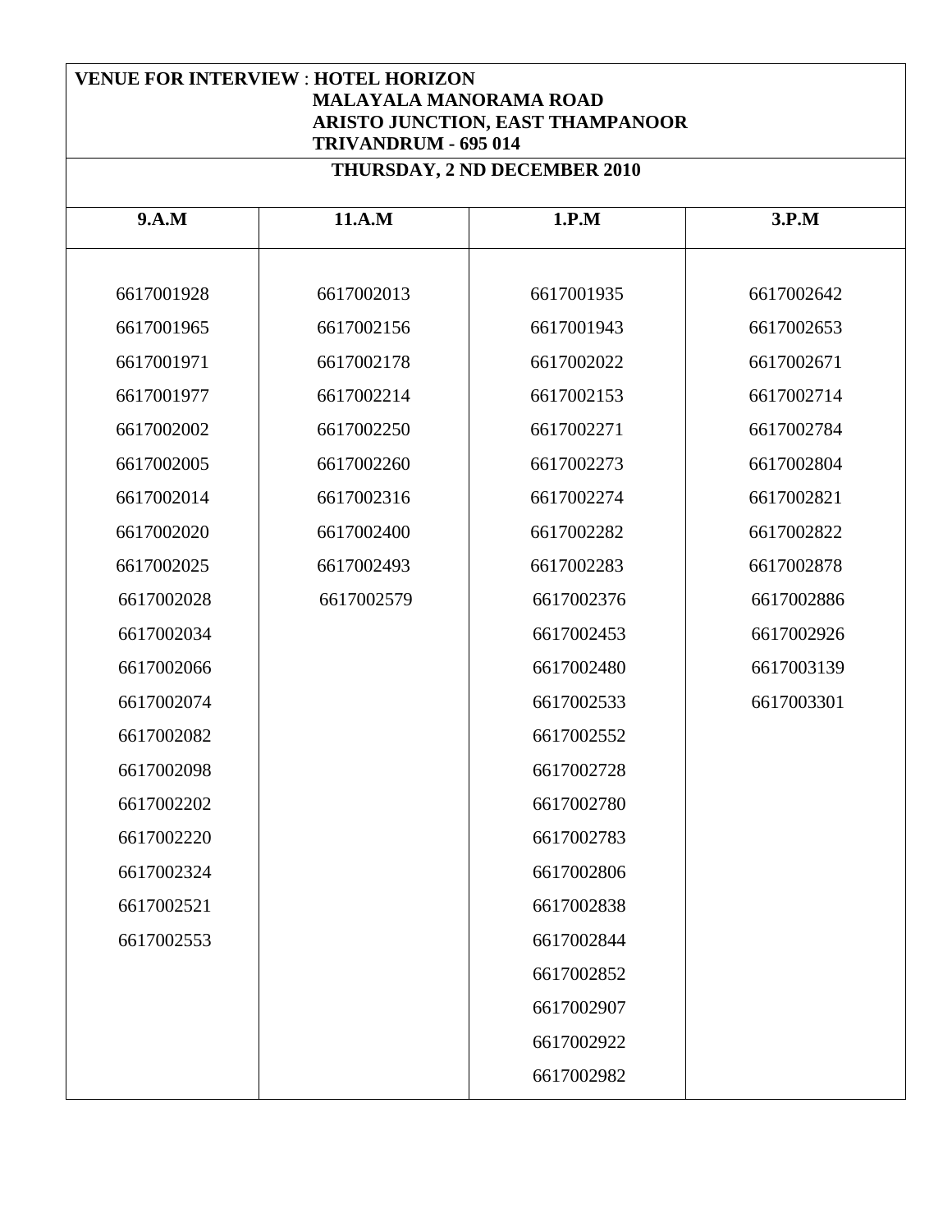**VENUE FOR INTERVIEW** : **HOTEL HORIZON**
**MALAYALA MANORAMA ROAD**
**ARISTO JUNCTION, EAST THAMPANOOR**
**TRIVANDRUM - 695 014**

**THURSDAY, 2 ND DECEMBER 2010**

| 9.A.M | 11.A.M | 1.P.M | 3.P.M |
|---|---|---|---|
| 6617001928 | 6617002013 | 6617001935 | 6617002642 |
| 6617001965 | 6617002156 | 6617001943 | 6617002653 |
| 6617001971 | 6617002178 | 6617002022 | 6617002671 |
| 6617001977 | 6617002214 | 6617002153 | 6617002714 |
| 6617002002 | 6617002250 | 6617002271 | 6617002784 |
| 6617002005 | 6617002260 | 6617002273 | 6617002804 |
| 6617002014 | 6617002316 | 6617002274 | 6617002821 |
| 6617002020 | 6617002400 | 6617002282 | 6617002822 |
| 6617002025 | 6617002493 | 6617002283 | 6617002878 |
| 6617002028 | 6617002579 | 6617002376 | 6617002886 |
| 6617002034 | | 6617002453 | 6617002926 |
| 6617002066 | | 6617002480 | 6617003139 |
| 6617002074 | | 6617002533 | 6617003301 |
| 6617002082 | | 6617002552 | |
| 6617002098 | | 6617002728 | |
| 6617002202 | | 6617002780 | |
| 6617002220 | | 6617002783 | |
| 6617002324 | | 6617002806 | |
| 6617002521 | | 6617002838 | |
| 6617002553 | | 6617002844 | |
| | | 6617002852 | |
| | | 6617002907 | |
| | | 6617002922 | |
| | | 6617002982 | |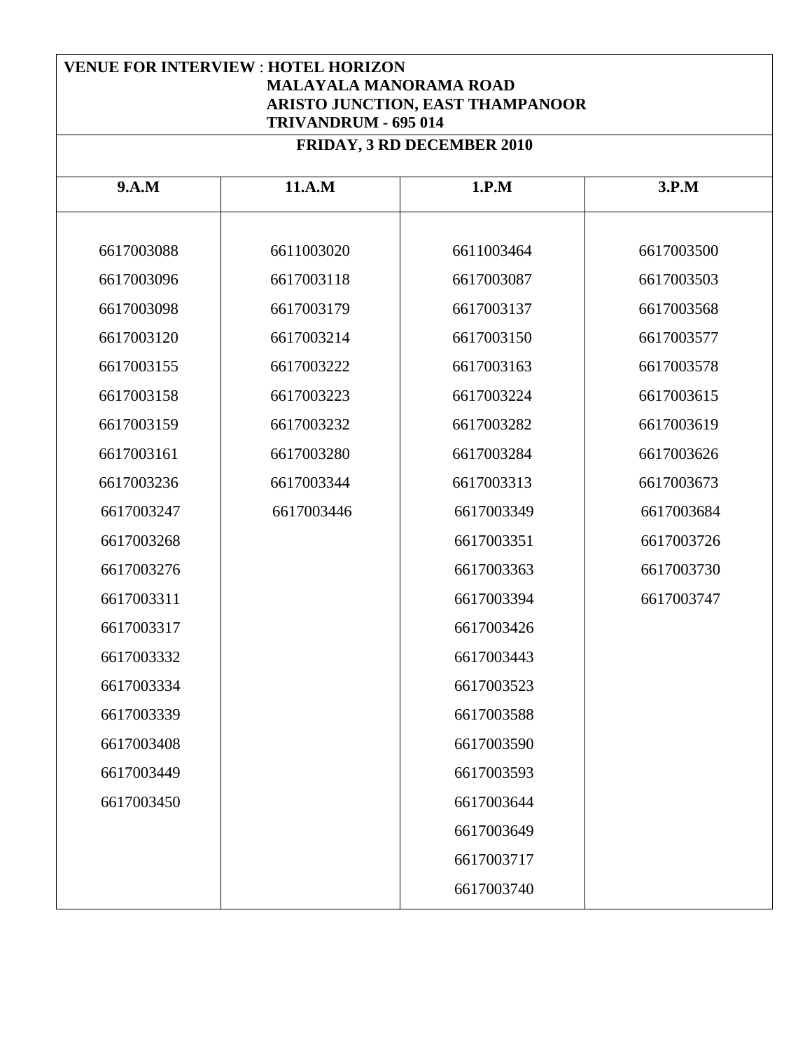**VENUE FOR INTERVIEW** : **HOTEL HORIZON**
**MALAYALA MANORAMA ROAD**
**ARISTO JUNCTION, EAST THAMPANOOR**
**TRIVANDRUM - 695 014**

**FRIDAY, 3 RD DECEMBER 2010**

| 9.A.M | 11.A.M | 1.P.M | 3.P.M |
|---|---|---|---|
| 6617003088 | 6611003020 | 6611003464 | 6617003500 |
| 6617003096 | 6617003118 | 6617003087 | 6617003503 |
| 6617003098 | 6617003179 | 6617003137 | 6617003568 |
| 6617003120 | 6617003214 | 6617003150 | 6617003577 |
| 6617003155 | 6617003222 | 6617003163 | 6617003578 |
| 6617003158 | 6617003223 | 6617003224 | 6617003615 |
| 6617003159 | 6617003232 | 6617003282 | 6617003619 |
| 6617003161 | 6617003280 | 6617003284 | 6617003626 |
| 6617003236 | 6617003344 | 6617003313 | 6617003673 |
| 6617003247 | 6617003446 | 6617003349 | 6617003684 |
| 6617003268 | | 6617003351 | 6617003726 |
| 6617003276 | | 6617003363 | 6617003730 |
| 6617003311 | | 6617003394 | 6617003747 |
| 6617003317 | | 6617003426 | |
| 6617003332 | | 6617003443 | |
| 6617003334 | | 6617003523 | |
| 6617003339 | | 6617003588 | |
| 6617003408 | | 6617003590 | |
| 6617003449 | | 6617003593 | |
| 6617003450 | | 6617003644 | |
| | | 6617003649 | |
| | | 6617003717 | |
| | | 6617003740 | |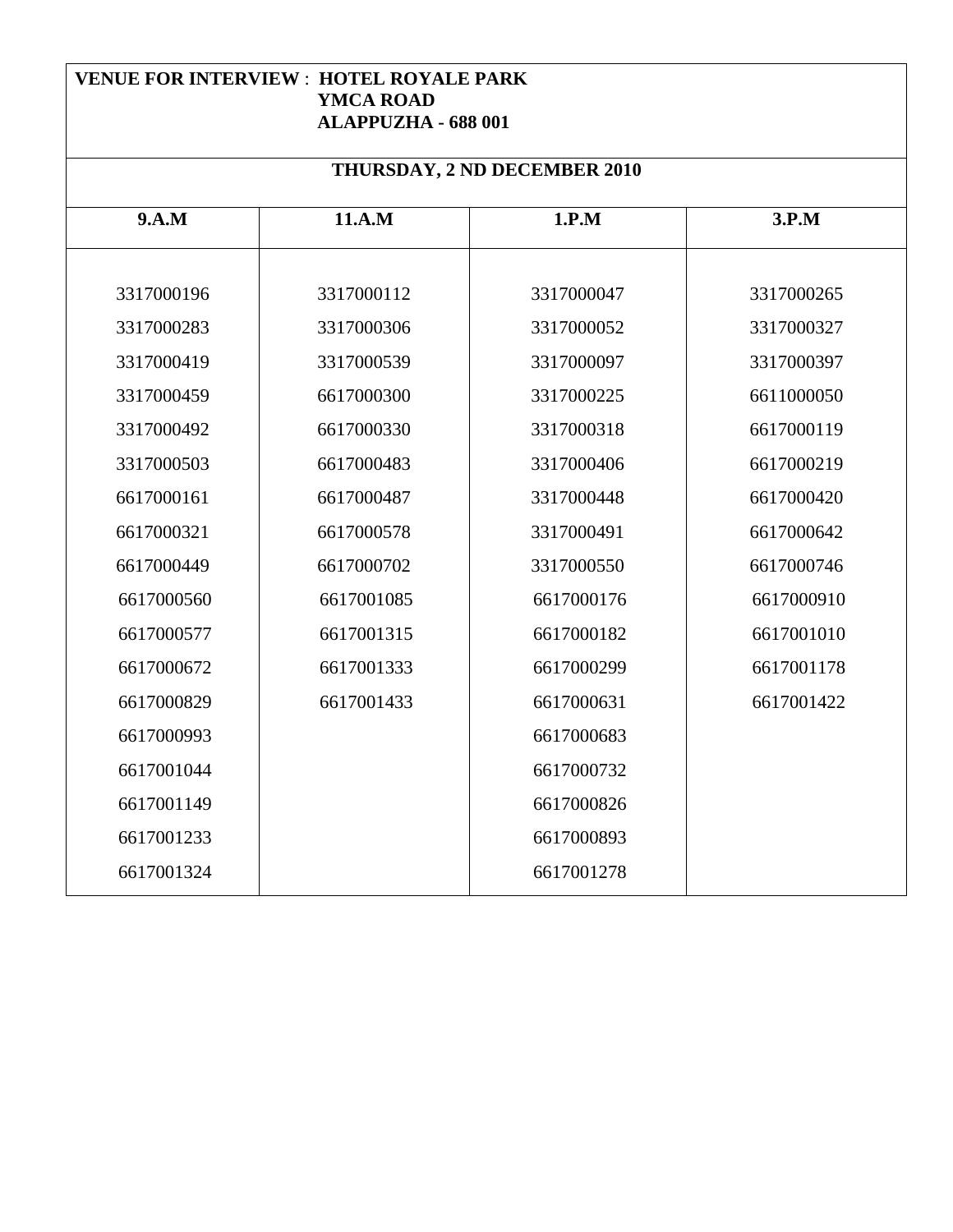**VENUE FOR INTERVIEW : HOTEL ROYALE PARK**
**YMCA ROAD**
**ALAPPUZHA - 688 001**

**THURSDAY, 2 ND DECEMBER 2010**

| 9.A.M | 11.A.M | 1.P.M | 3.P.M |
|---|---|---|---|
| 3317000196 | 3317000112 | 3317000047 | 3317000265 |
| 3317000283 | 3317000306 | 3317000052 | 3317000327 |
| 3317000419 | 3317000539 | 3317000097 | 3317000397 |
| 3317000459 | 6617000300 | 3317000225 | 6611000050 |
| 3317000492 | 6617000330 | 3317000318 | 6617000119 |
| 3317000503 | 6617000483 | 3317000406 | 6617000219 |
| 6617000161 | 6617000487 | 3317000448 | 6617000420 |
| 6617000321 | 6617000578 | 3317000491 | 6617000642 |
| 6617000449 | 6617000702 | 3317000550 | 6617000746 |
| 6617000560 | 6617001085 | 6617000176 | 6617000910 |
| 6617000577 | 6617001315 | 6617000182 | 6617001010 |
| 6617000672 | 6617001333 | 6617000299 | 6617001178 |
| 6617000829 | 6617001433 | 6617000631 | 6617001422 |
| 6617000993 | | 6617000683 | |
| 6617001044 | | 6617000732 | |
| 6617001149 | | 6617000826 | |
| 6617001233 | | 6617000893 | |
| 6617001324 | | 6617001278 | |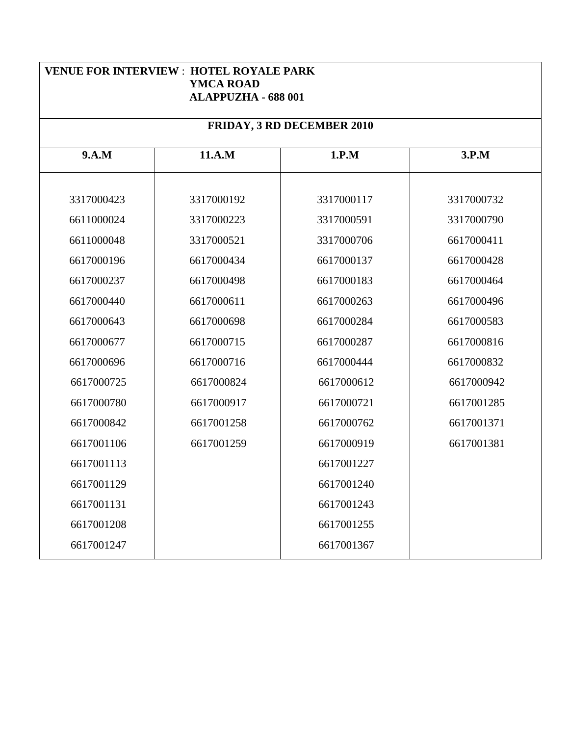**VENUE FOR INTERVIEW** : **HOTEL ROYALE PARK**
**YMCA ROAD**
**ALAPPUZHA - 688 001**

**FRIDAY, 3 RD DECEMBER 2010**

| 9.A.M | 11.A.M | 1.P.M | 3.P.M |
|---|---|---|---|
| 3317000423 | 3317000192 | 3317000117 | 3317000732 |
| 6611000024 | 3317000223 | 3317000591 | 3317000790 |
| 6611000048 | 3317000521 | 3317000706 | 6617000411 |
| 6617000196 | 6617000434 | 6617000137 | 6617000428 |
| 6617000237 | 6617000498 | 6617000183 | 6617000464 |
| 6617000440 | 6617000611 | 6617000263 | 6617000496 |
| 6617000643 | 6617000698 | 6617000284 | 6617000583 |
| 6617000677 | 6617000715 | 6617000287 | 6617000816 |
| 6617000696 | 6617000716 | 6617000444 | 6617000832 |
| 6617000725 | 6617000824 | 6617000612 | 6617000942 |
| 6617000780 | 6617000917 | 6617000721 | 6617001285 |
| 6617000842 | 6617001258 | 6617000762 | 6617001371 |
| 6617001106 | 6617001259 | 6617000919 | 6617001381 |
| 6617001113 | | 6617001227 | |
| 6617001129 | | 6617001240 | |
| 6617001131 | | 6617001243 | |
| 6617001208 | | 6617001255 | |
| 6617001247 | | 6617001367 | |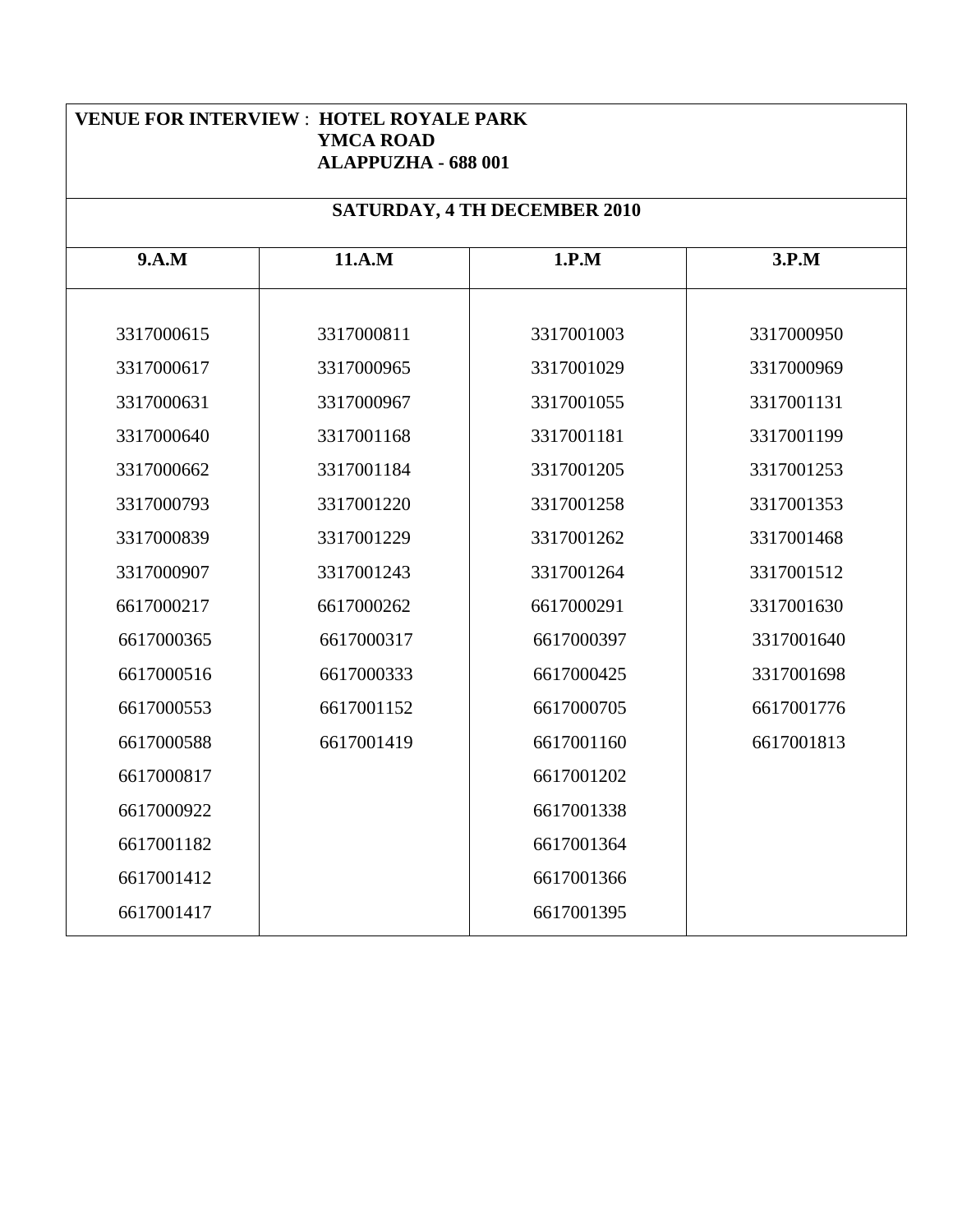**VENUE FOR INTERVIEW** : **HOTEL ROYALE PARK**
**YMCA ROAD**
**ALAPPUZHA - 688 001**

**SATURDAY, 4 TH DECEMBER 2010**

| 9.A.M | 11.A.M | 1.P.M | 3.P.M |
|---|---|---|---|
| 3317000615 | 3317000811 | 3317001003 | 3317000950 |
| 3317000617 | 3317000965 | 3317001029 | 3317000969 |
| 3317000631 | 3317000967 | 3317001055 | 3317001131 |
| 3317000640 | 3317001168 | 3317001181 | 3317001199 |
| 3317000662 | 3317001184 | 3317001205 | 3317001253 |
| 3317000793 | 3317001220 | 3317001258 | 3317001353 |
| 3317000839 | 3317001229 | 3317001262 | 3317001468 |
| 3317000907 | 3317001243 | 3317001264 | 3317001512 |
| 6617000217 | 6617000262 | 6617000291 | 3317001630 |
| 6617000365 | 6617000317 | 6617000397 | 3317001640 |
| 6617000516 | 6617000333 | 6617000425 | 3317001698 |
| 6617000553 | 6617001152 | 6617000705 | 6617001776 |
| 6617000588 | 6617001419 | 6617001160 | 6617001813 |
| 6617000817 | | 6617001202 | |
| 6617000922 | | 6617001338 | |
| 6617001182 | | 6617001364 | |
| 6617001412 | | 6617001366 | |
| 6617001417 | | 6617001395 | |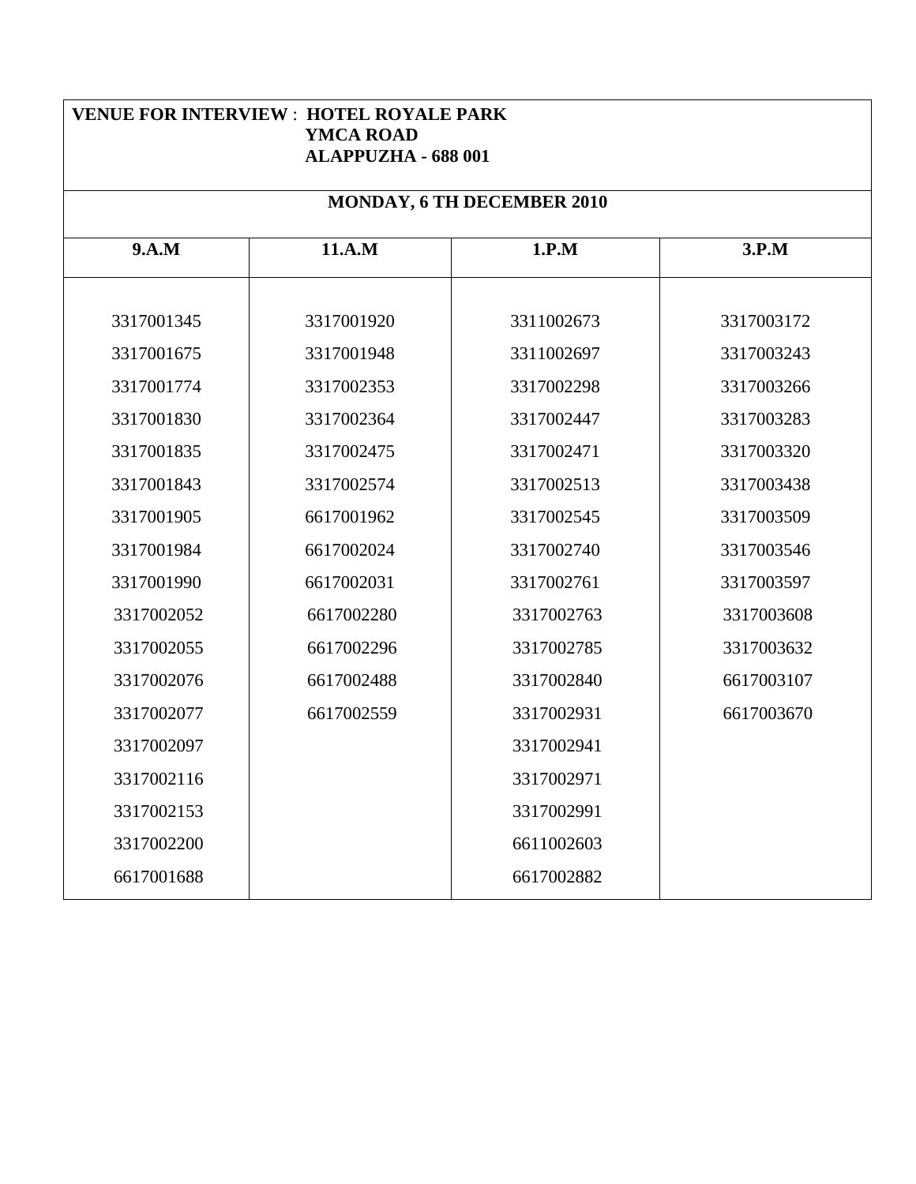**VENUE FOR INTERVIEW** : **HOTEL ROYALE PARK**
**YMCA ROAD**
**ALAPPUZHA - 688 001**

**MONDAY, 6 TH DECEMBER 2010**

| 9.A.M | 11.A.M | 1.P.M | 3.P.M |
|---|---|---|---|
| 3317001345 | 3317001920 | 3311002673 | 3317003172 |
| 3317001675 | 3317001948 | 3311002697 | 3317003243 |
| 3317001774 | 3317002353 | 3317002298 | 3317003266 |
| 3317001830 | 3317002364 | 3317002447 | 3317003283 |
| 3317001835 | 3317002475 | 3317002471 | 3317003320 |
| 3317001843 | 3317002574 | 3317002513 | 3317003438 |
| 3317001905 | 6617001962 | 3317002545 | 3317003509 |
| 3317001984 | 6617002024 | 3317002740 | 3317003546 |
| 3317001990 | 6617002031 | 3317002761 | 3317003597 |
| 3317002052 | 6617002280 | 3317002763 | 3317003608 |
| 3317002055 | 6617002296 | 3317002785 | 3317003632 |
| 3317002076 | 6617002488 | 3317002840 | 6617003107 |
| 3317002077 | 6617002559 | 3317002931 | 6617003670 |
| 3317002097 | | 3317002941 | |
| 3317002116 | | 3317002971 | |
| 3317002153 | | 3317002991 | |
| 3317002200 | | 6611002603 | |
| 6617001688 | | 6617002882 | |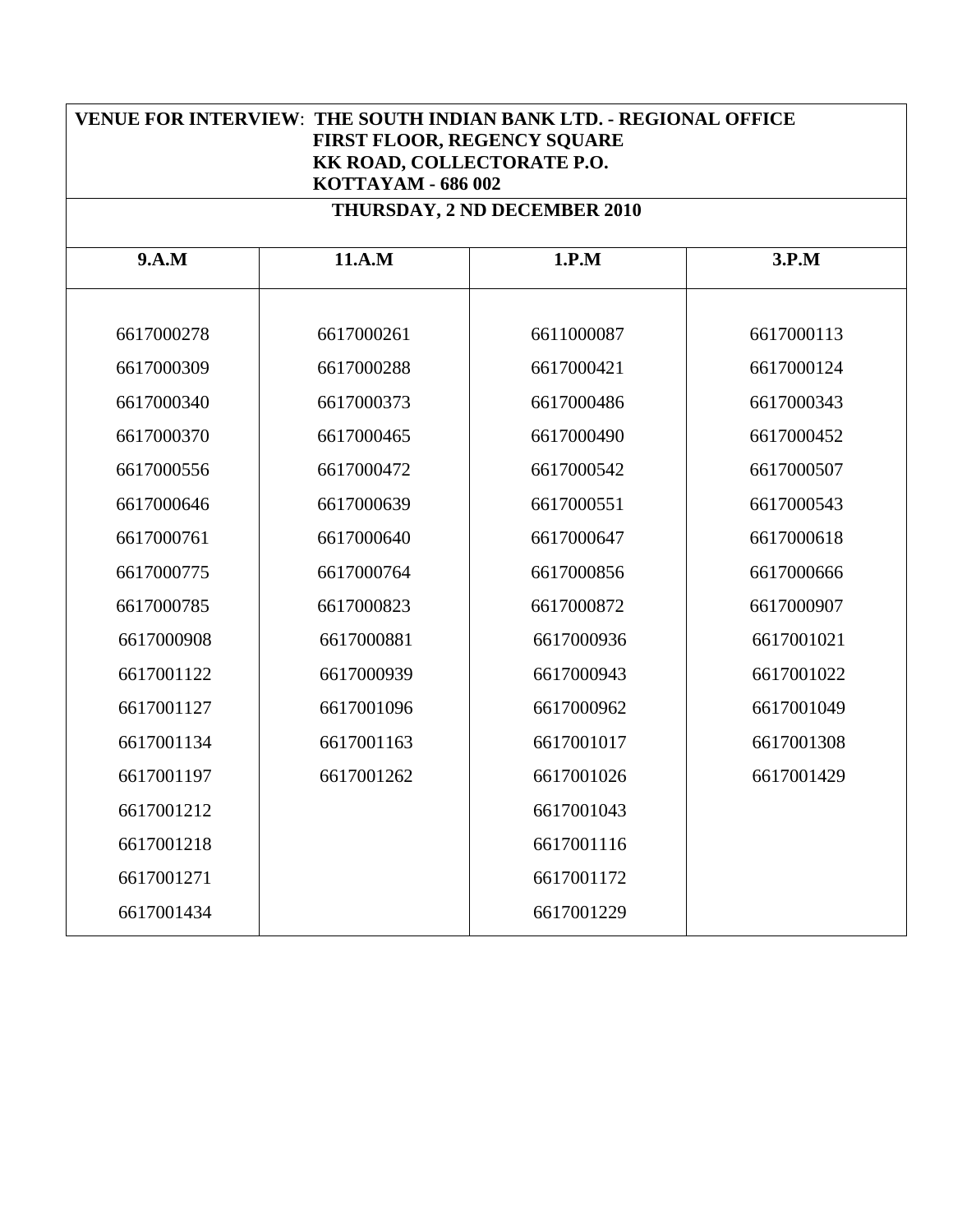**VENUE FOR INTERVIEW**: **THE SOUTH INDIAN BANK LTD. - REGIONAL OFFICE**
**FIRST FLOOR, REGENCY SQUARE**
**KK ROAD, COLLECTORATE P.O.**
**KOTTAYAM - 686 002**

**THURSDAY, 2 ND DECEMBER 2010**

| 9.A.M | 11.A.M | 1.P.M | 3.P.M |
|---|---|---|---|
| 6617000278 | 6617000261 | 6611000087 | 6617000113 |
| 6617000309 | 6617000288 | 6617000421 | 6617000124 |
| 6617000340 | 6617000373 | 6617000486 | 6617000343 |
| 6617000370 | 6617000465 | 6617000490 | 6617000452 |
| 6617000556 | 6617000472 | 6617000542 | 6617000507 |
| 6617000646 | 6617000639 | 6617000551 | 6617000543 |
| 6617000761 | 6617000640 | 6617000647 | 6617000618 |
| 6617000775 | 6617000764 | 6617000856 | 6617000666 |
| 6617000785 | 6617000823 | 6617000872 | 6617000907 |
| 6617000908 | 6617000881 | 6617000936 | 6617001021 |
| 6617001122 | 6617000939 | 6617000943 | 6617001022 |
| 6617001127 | 6617001096 | 6617000962 | 6617001049 |
| 6617001134 | 6617001163 | 6617001017 | 6617001308 |
| 6617001197 | 6617001262 | 6617001026 | 6617001429 |
| 6617001212 | | 6617001043 | |
| 6617001218 | | 6617001116 | |
| 6617001271 | | 6617001172 | |
| 6617001434 | | 6617001229 | |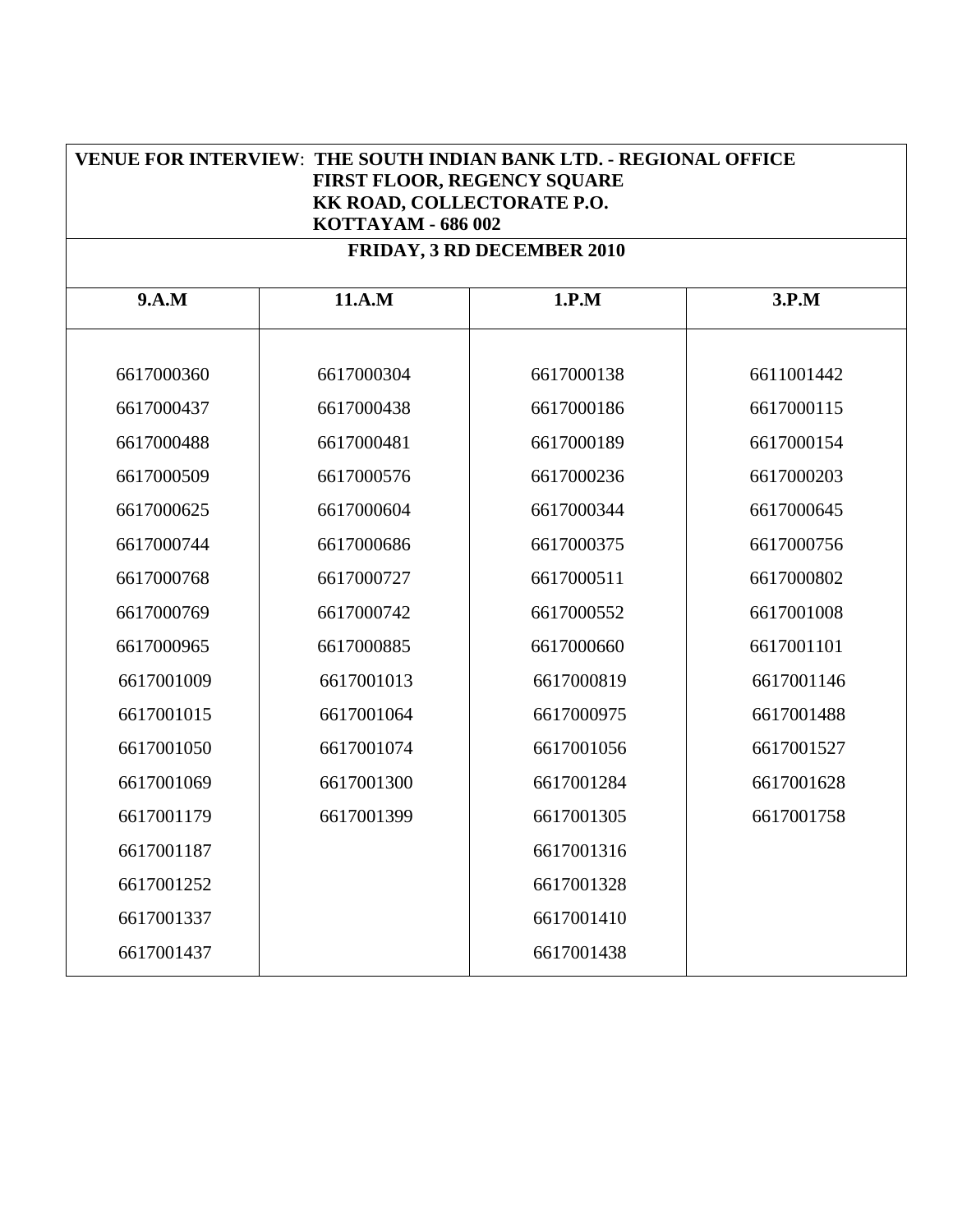**VENUE FOR INTERVIEW**: **THE SOUTH INDIAN BANK LTD. - REGIONAL OFFICE**
**FIRST FLOOR, REGENCY SQUARE**
**KK ROAD, COLLECTORATE P.O.**
**KOTTAYAM - 686 002**

**FRIDAY, 3 RD DECEMBER 2010**

| 9.A.M | 11.A.M | 1.P.M | 3.P.M |
|---|---|---|---|
| 6617000360 | 6617000304 | 6617000138 | 6611001442 |
| 6617000437 | 6617000438 | 6617000186 | 6617000115 |
| 6617000488 | 6617000481 | 6617000189 | 6617000154 |
| 6617000509 | 6617000576 | 6617000236 | 6617000203 |
| 6617000625 | 6617000604 | 6617000344 | 6617000645 |
| 6617000744 | 6617000686 | 6617000375 | 6617000756 |
| 6617000768 | 6617000727 | 6617000511 | 6617000802 |
| 6617000769 | 6617000742 | 6617000552 | 6617001008 |
| 6617000965 | 6617000885 | 6617000660 | 6617001101 |
| 6617001009 | 6617001013 | 6617000819 | 6617001146 |
| 6617001015 | 6617001064 | 6617000975 | 6617001488 |
| 6617001050 | 6617001074 | 6617001056 | 6617001527 |
| 6617001069 | 6617001300 | 6617001284 | 6617001628 |
| 6617001179 | 6617001399 | 6617001305 | 6617001758 |
| 6617001187 | | 6617001316 | |
| 6617001252 | | 6617001328 | |
| 6617001337 | | 6617001410 | |
| 6617001437 | | 6617001438 | |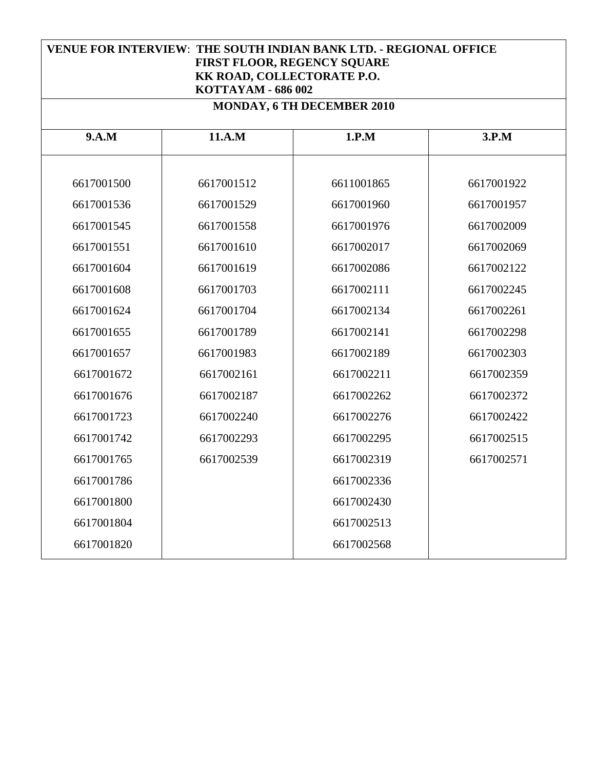**VENUE FOR INTERVIEW**: **THE SOUTH INDIAN BANK LTD. - REGIONAL OFFICE**
**FIRST FLOOR, REGENCY SQUARE**
**KK ROAD, COLLECTORATE P.O.**
**KOTTAYAM - 686 002**

**MONDAY, 6 TH DECEMBER 2010**

| 9.A.M | 11.A.M | 1.P.M | 3.P.M |
|---|---|---|---|
| 6617001500 | 6617001512 | 6611001865 | 6617001922 |
| 6617001536 | 6617001529 | 6617001960 | 6617001957 |
| 6617001545 | 6617001558 | 6617001976 | 6617002009 |
| 6617001551 | 6617001610 | 6617002017 | 6617002069 |
| 6617001604 | 6617001619 | 6617002086 | 6617002122 |
| 6617001608 | 6617001703 | 6617002111 | 6617002245 |
| 6617001624 | 6617001704 | 6617002134 | 6617002261 |
| 6617001655 | 6617001789 | 6617002141 | 6617002298 |
| 6617001657 | 6617001983 | 6617002189 | 6617002303 |
| 6617001672 | 6617002161 | 6617002211 | 6617002359 |
| 6617001676 | 6617002187 | 6617002262 | 6617002372 |
| 6617001723 | 6617002240 | 6617002276 | 6617002422 |
| 6617001742 | 6617002293 | 6617002295 | 6617002515 |
| 6617001765 | 6617002539 | 6617002319 | 6617002571 |
| 6617001786 | | 6617002336 | |
| 6617001800 | | 6617002430 | |
| 6617001804 | | 6617002513 | |
| 6617001820 | | 6617002568 | |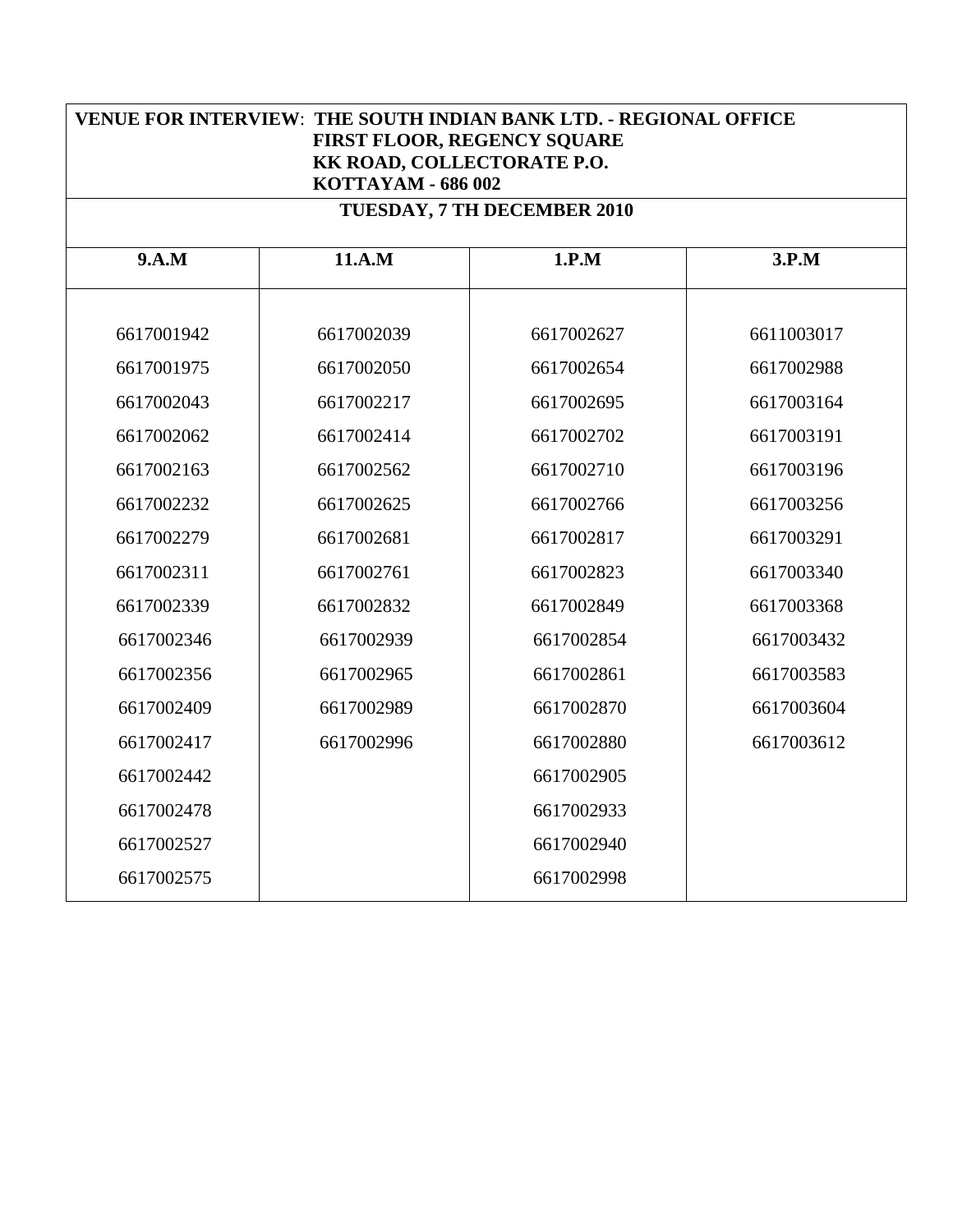**VENUE FOR INTERVIEW**: **THE SOUTH INDIAN BANK LTD. - REGIONAL OFFICE**
**FIRST FLOOR, REGENCY SQUARE**
**KK ROAD, COLLECTORATE P.O.**
**KOTTAYAM - 686 002**

**TUESDAY, 7 TH DECEMBER 2010**

| 9.A.M | 11.A.M | 1.P.M | 3.P.M |
|---|---|---|---|
| 6617001942 | 6617002039 | 6617002627 | 6611003017 |
| 6617001975 | 6617002050 | 6617002654 | 6617002988 |
| 6617002043 | 6617002217 | 6617002695 | 6617003164 |
| 6617002062 | 6617002414 | 6617002702 | 6617003191 |
| 6617002163 | 6617002562 | 6617002710 | 6617003196 |
| 6617002232 | 6617002625 | 6617002766 | 6617003256 |
| 6617002279 | 6617002681 | 6617002817 | 6617003291 |
| 6617002311 | 6617002761 | 6617002823 | 6617003340 |
| 6617002339 | 6617002832 | 6617002849 | 6617003368 |
| 6617002346 | 6617002939 | 6617002854 | 6617003432 |
| 6617002356 | 6617002965 | 6617002861 | 6617003583 |
| 6617002409 | 6617002989 | 6617002870 | 6617003604 |
| 6617002417 | 6617002996 | 6617002880 | 6617003612 |
| 6617002442 | | 6617002905 | |
| 6617002478 | | 6617002933 | |
| 6617002527 | | 6617002940 | |
| 6617002575 | | 6617002998 | |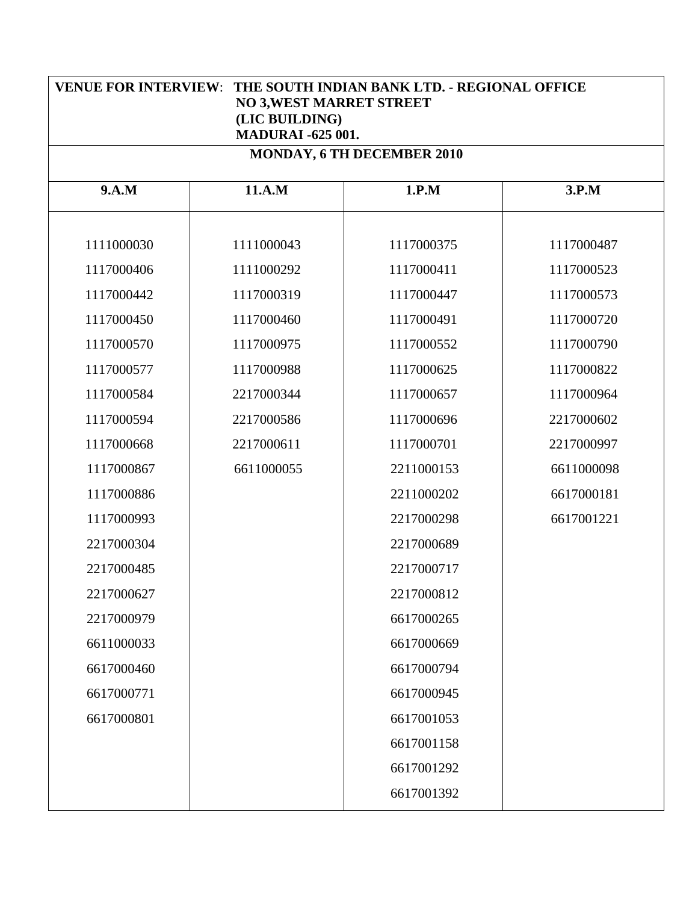**VENUE FOR INTERVIEW**: **THE SOUTH INDIAN BANK LTD. - REGIONAL OFFICE**
**NO 3,WEST MARRET STREET**
**(LIC BUILDING)**
**MADURAI -625 001.**

**MONDAY, 6 TH DECEMBER 2010**

| 9.A.M | 11.A.M | 1.P.M | 3.P.M |
|---|---|---|---|
| 1111000030 | 1111000043 | 1117000375 | 1117000487 |
| 1117000406 | 1111000292 | 1117000411 | 1117000523 |
| 1117000442 | 1117000319 | 1117000447 | 1117000573 |
| 1117000450 | 1117000460 | 1117000491 | 1117000720 |
| 1117000570 | 1117000975 | 1117000552 | 1117000790 |
| 1117000577 | 1117000988 | 1117000625 | 1117000822 |
| 1117000584 | 2217000344 | 1117000657 | 1117000964 |
| 1117000594 | 2217000586 | 1117000696 | 2217000602 |
| 1117000668 | 2217000611 | 1117000701 | 2217000997 |
| 1117000867 | 6611000055 | 2211000153 | 6611000098 |
| 1117000886 | | 2211000202 | 6617000181 |
| 1117000993 | | 2217000298 | 6617001221 |
| 2217000304 | | 2217000689 | |
| 2217000485 | | 2217000717 | |
| 2217000627 | | 2217000812 | |
| 2217000979 | | 6617000265 | |
| 6611000033 | | 6617000669 | |
| 6617000460 | | 6617000794 | |
| 6617000771 | | 6617000945 | |
| 6617000801 | | 6617001053 | |
| | | 6617001158 | |
| | | 6617001292 | |
| | | 6617001392 | |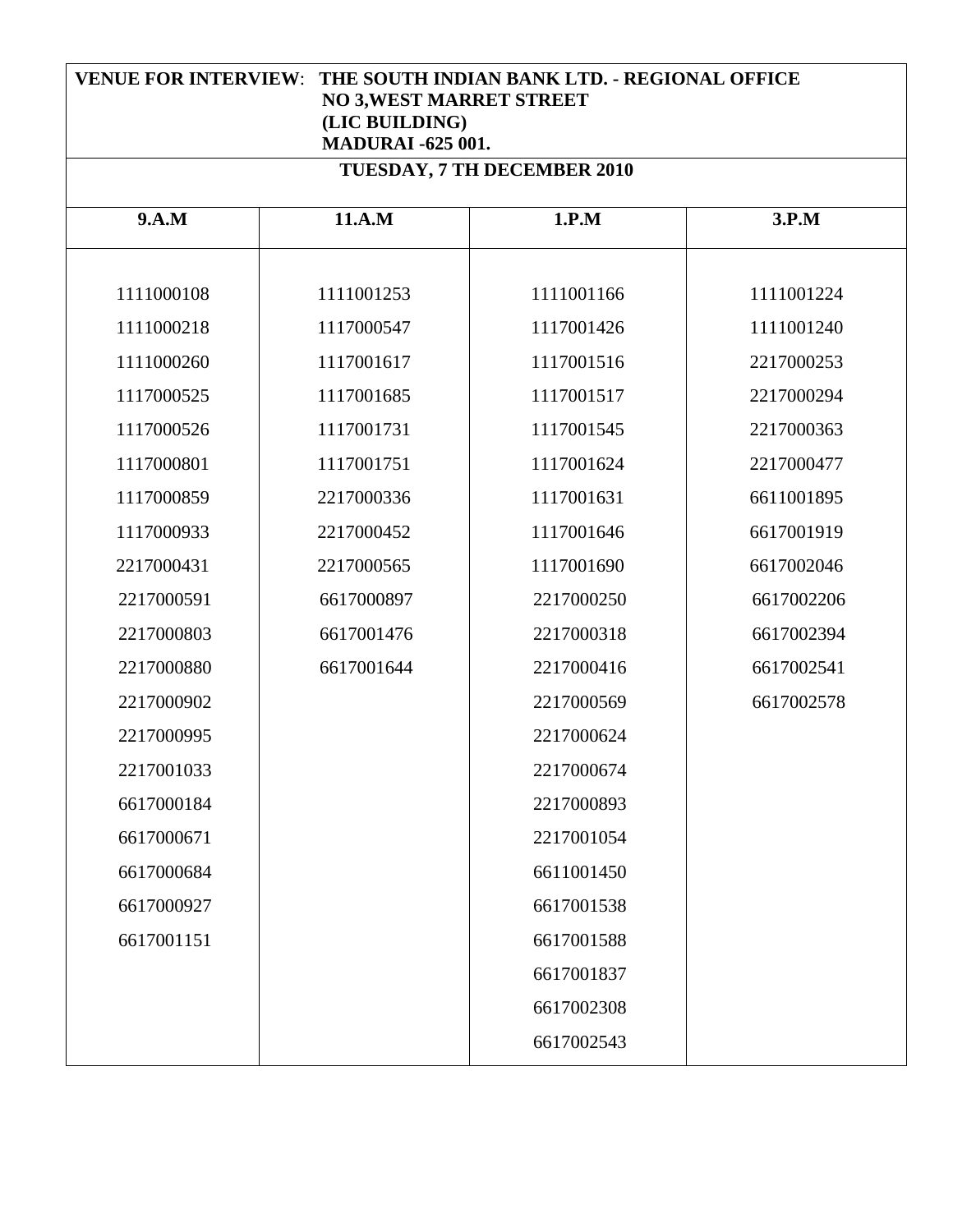**VENUE FOR INTERVIEW**: **THE SOUTH INDIAN BANK LTD. - REGIONAL OFFICE**
**NO 3,WEST MARRET STREET**
**(LIC BUILDING)**
**MADURAI -625 001.**

**TUESDAY, 7 TH DECEMBER 2010**

| 9.A.M | 11.A.M | 1.P.M | 3.P.M |
|---|---|---|---|
| 1111000108 | 1111001253 | 1111001166 | 1111001224 |
| 1111000218 | 1117000547 | 1117001426 | 1111001240 |
| 1111000260 | 1117001617 | 1117001516 | 2217000253 |
| 1117000525 | 1117001685 | 1117001517 | 2217000294 |
| 1117000526 | 1117001731 | 1117001545 | 2217000363 |
| 1117000801 | 1117001751 | 1117001624 | 2217000477 |
| 1117000859 | 2217000336 | 1117001631 | 6611001895 |
| 1117000933 | 2217000452 | 1117001646 | 6617001919 |
| 2217000431 | 2217000565 | 1117001690 | 6617002046 |
| 2217000591 | 6617000897 | 2217000250 | 6617002206 |
| 2217000803 | 6617001476 | 2217000318 | 6617002394 |
| 2217000880 | 6617001644 | 2217000416 | 6617002541 |
| 2217000902 | | 2217000569 | 6617002578 |
| 2217000995 | | 2217000624 | |
| 2217001033 | | 2217000674 | |
| 6617000184 | | 2217000893 | |
| 6617000671 | | 2217001054 | |
| 6617000684 | | 6611001450 | |
| 6617000927 | | 6617001538 | |
| 6617001151 | | 6617001588 | |
| | | 6617001837 | |
| | | 6617002308 | |
| | | 6617002543 | |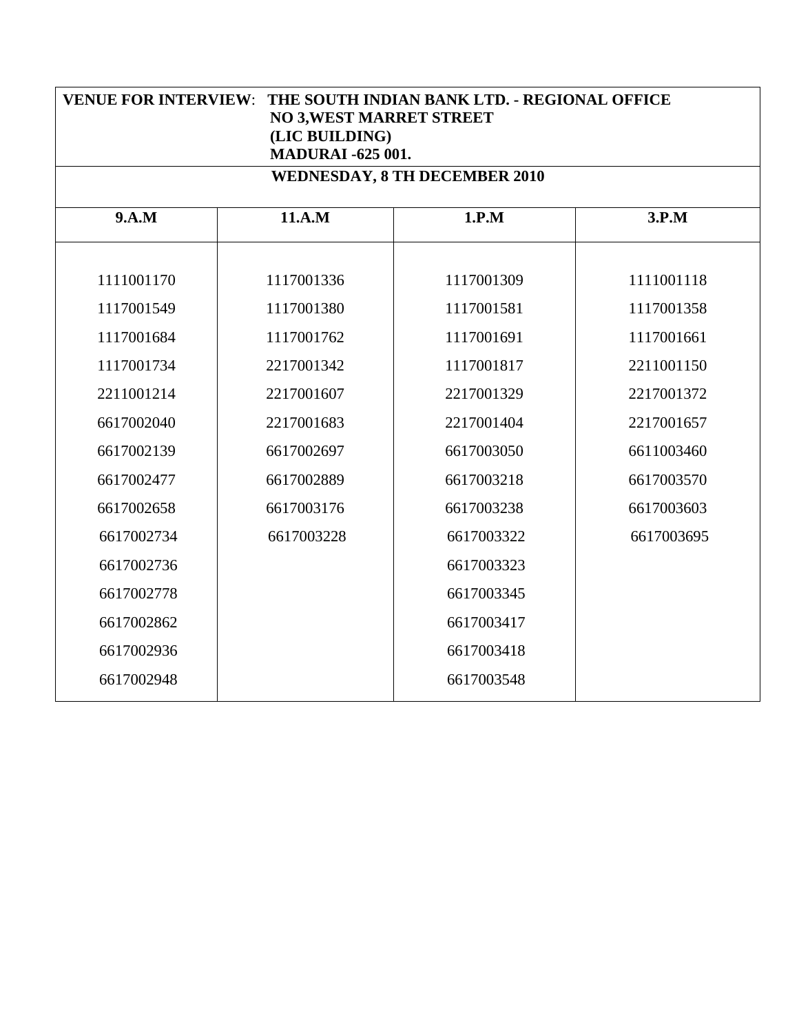**VENUE FOR INTERVIEW**: **THE SOUTH INDIAN BANK LTD. - REGIONAL OFFICE**
**NO 3,WEST MARRET STREET**
**(LIC BUILDING)**
**MADURAI -625 001.**

**WEDNESDAY, 8 TH DECEMBER 2010**

| 9.A.M | 11.A.M | 1.P.M | 3.P.M |
|---|---|---|---|
| 1111001170 | 1117001336 | 1117001309 | 1111001118 |
| 1117001549 | 1117001380 | 1117001581 | 1117001358 |
| 1117001684 | 1117001762 | 1117001691 | 1117001661 |
| 1117001734 | 2217001342 | 1117001817 | 2211001150 |
| 2211001214 | 2217001607 | 2217001329 | 2217001372 |
| 6617002040 | 2217001683 | 2217001404 | 2217001657 |
| 6617002139 | 6617002697 | 6617003050 | 6611003460 |
| 6617002477 | 6617002889 | 6617003218 | 6617003570 |
| 6617002658 | 6617003176 | 6617003238 | 6617003603 |
| 6617002734 | 6617003228 | 6617003322 | 6617003695 |
| 6617002736 | | 6617003323 | |
| 6617002778 | | 6617003345 | |
| 6617002862 | | 6617003417 | |
| 6617002936 | | 6617003418 | |
| 6617002948 | | 6617003548 | |